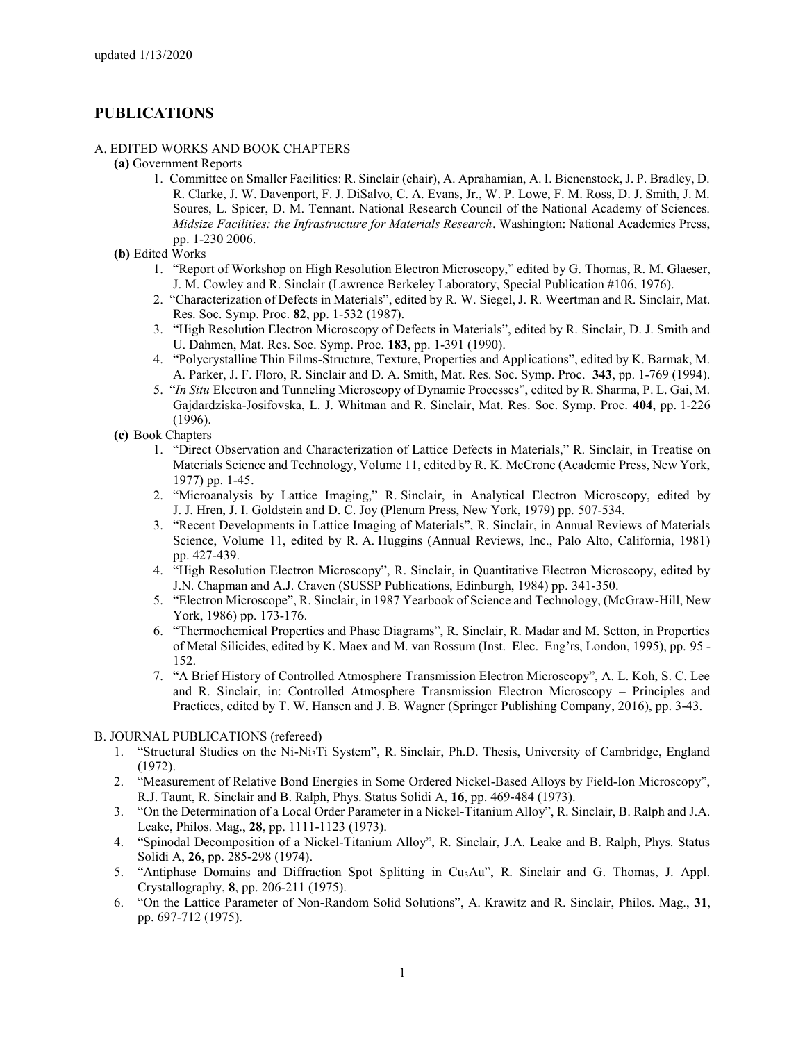updated 1/13/2020

## PUBLICATIONS

A. EDITED WORKS AND BOOK CHAPTERS

**(a)** Government Reports

1. Committee on Smaller Facilities: R. Sinclair (chair), A. Aprahamian, A. I. Bienenstock, J. P. Bradley, D. R. Clarke, J. W. Davenport, F. J. DiSalvo, C. A. Evans, Jr., W. P. Lowe, F. M. Ross, D. J. Smith, J. M. Soures, L. Spicer, D. M. Tennant. National Research Council of the National Academy of Sciences. *Midsize Facilities: the Infrastructure for Materials Research*. Washington: National Academies Press, pp. 1-230 2006.

**(b)** Edited Works

1. "Report of Workshop on High Resolution Electron Microscopy," edited by G. Thomas, R. M. Glaeser, J. M. Cowley and R. Sinclair (Lawrence Berkeley Laboratory, Special Publication #106, 1976).
2. "Characterization of Defects in Materials", edited by R. W. Siegel, J. R. Weertman and R. Sinclair, Mat. Res. Soc. Symp. Proc. **82**, pp. 1-532 (1987).
3. "High Resolution Electron Microscopy of Defects in Materials", edited by R. Sinclair, D. J. Smith and U. Dahmen, Mat. Res. Soc. Symp. Proc. **183**, pp. 1-391 (1990).
4. "Polycrystalline Thin Films-Structure, Texture, Properties and Applications", edited by K. Barmak, M. A. Parker, J. F. Floro, R. Sinclair and D. A. Smith, Mat. Res. Soc. Symp. Proc. **343**, pp. 1-769 (1994).
5. "*In Situ* Electron and Tunneling Microscopy of Dynamic Processes", edited by R. Sharma, P. L. Gai, M. Gajdardziska-Josifovska, L. J. Whitman and R. Sinclair, Mat. Res. Soc. Symp. Proc. **404**, pp. 1-226 (1996).

**(c)** Book Chapters

1. "Direct Observation and Characterization of Lattice Defects in Materials," R. Sinclair, in Treatise on Materials Science and Technology, Volume 11, edited by R. K. McCrone (Academic Press, New York, 1977) pp. 1-45.
2. "Microanalysis by Lattice Imaging," R. Sinclair, in Analytical Electron Microscopy, edited by J. J. Hren, J. I. Goldstein and D. C. Joy (Plenum Press, New York, 1979) pp. 507-534.
3. "Recent Developments in Lattice Imaging of Materials", R. Sinclair, in Annual Reviews of Materials Science, Volume 11, edited by R. A. Huggins (Annual Reviews, Inc., Palo Alto, California, 1981) pp. 427-439.
4. "High Resolution Electron Microscopy", R. Sinclair, in Quantitative Electron Microscopy, edited by J.N. Chapman and A.J. Craven (SUSSP Publications, Edinburgh, 1984) pp. 341-350.
5. "Electron Microscope", R. Sinclair, in 1987 Yearbook of Science and Technology, (McGraw-Hill, New York, 1986) pp. 173-176.
6. "Thermochemical Properties and Phase Diagrams", R. Sinclair, R. Madar and M. Setton, in Properties of Metal Silicides, edited by K. Maex and M. van Rossum (Inst. Elec. Eng'rs, London, 1995), pp. 95 - 152.
7. "A Brief History of Controlled Atmosphere Transmission Electron Microscopy", A. L. Koh, S. C. Lee and R. Sinclair, in: Controlled Atmosphere Transmission Electron Microscopy – Principles and Practices, edited by T. W. Hansen and J. B. Wagner (Springer Publishing Company, 2016), pp. 3-43.

B. JOURNAL PUBLICATIONS (refereed)

1. "Structural Studies on the Ni-$Ni_3Ti$ System", R. Sinclair, Ph.D. Thesis, University of Cambridge, England (1972).
2. "Measurement of Relative Bond Energies in Some Ordered Nickel-Based Alloys by Field-Ion Microscopy", R.J. Taunt, R. Sinclair and B. Ralph, Phys. Status Solidi A, **16**, pp. 469-484 (1973).
3. "On the Determination of a Local Order Parameter in a Nickel-Titanium Alloy", R. Sinclair, B. Ralph and J.A. Leake, Philos. Mag., **28**, pp. 1111-1123 (1973).
4. "Spinodal Decomposition of a Nickel-Titanium Alloy", R. Sinclair, J.A. Leake and B. Ralph, Phys. Status Solidi A, **26**, pp. 285-298 (1974).
5. "Antiphase Domains and Diffraction Spot Splitting in $Cu_3Au$", R. Sinclair and G. Thomas, J. Appl. Crystallography, **8**, pp. 206-211 (1975).
6. "On the Lattice Parameter of Non-Random Solid Solutions", A. Krawitz and R. Sinclair, Philos. Mag., **31**, pp. 697-712 (1975).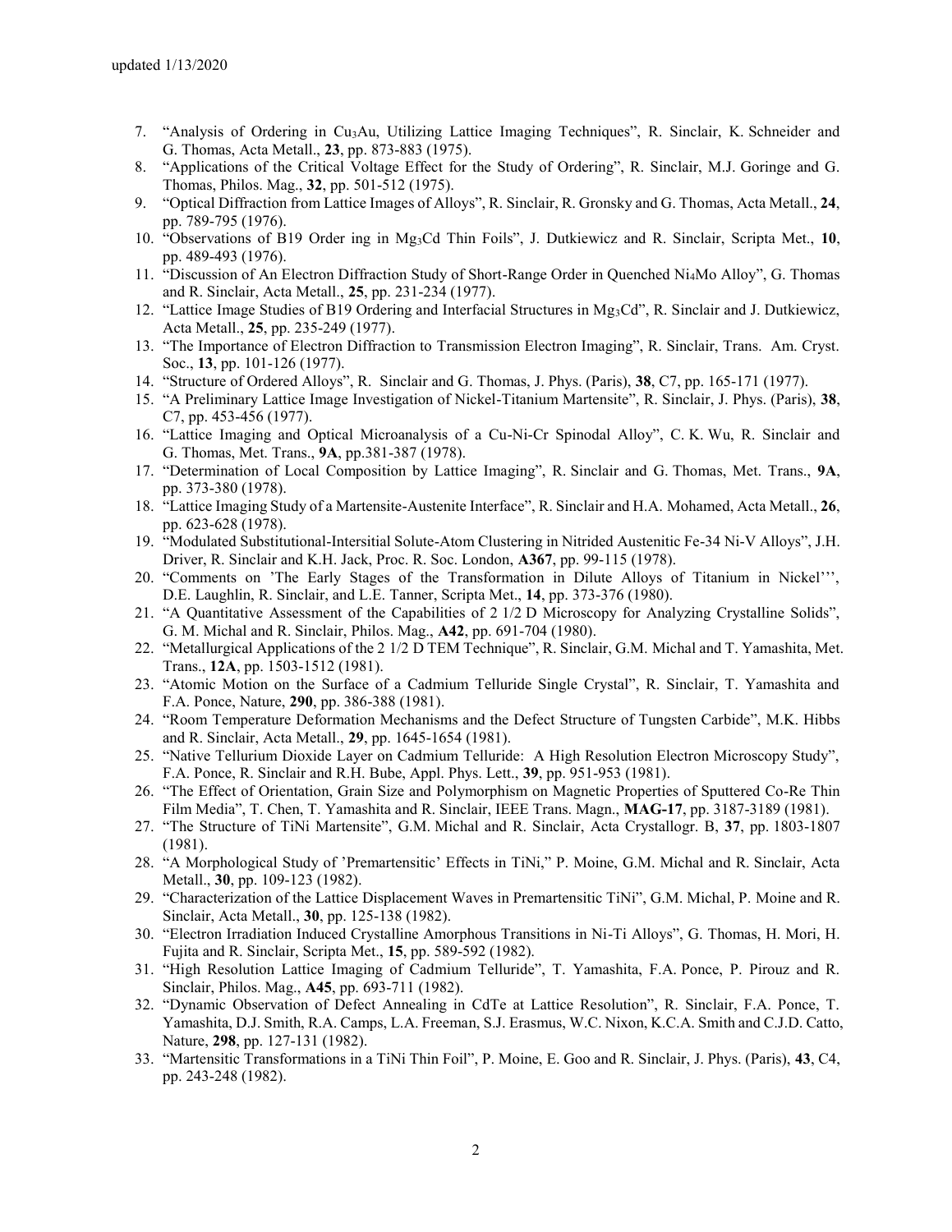7. "Analysis of Ordering in $Cu_3Au$, Utilizing Lattice Imaging Techniques", R. Sinclair, K. Schneider and G. Thomas, Acta Metall., **23**, pp. 873-883 (1975).
8. "Applications of the Critical Voltage Effect for the Study of Ordering", R. Sinclair, M.J. Goringe and G. Thomas, Philos. Mag., **32**, pp. 501-512 (1975).
9. "Optical Diffraction from Lattice Images of Alloys", R. Sinclair, R. Gronsky and G. Thomas, Acta Metall., **24**, pp. 789-795 (1976).
10. "Observations of B19 Order ing in $Mg_3Cd$ Thin Foils", J. Dutkiewicz and R. Sinclair, Scripta Met., **10**, pp. 489-493 (1976).
11. "Discussion of An Electron Diffraction Study of Short-Range Order in Quenched $Ni_4Mo$ Alloy", G. Thomas and R. Sinclair, Acta Metall., **25**, pp. 231-234 (1977).
12. "Lattice Image Studies of B19 Ordering and Interfacial Structures in $Mg_3Cd$", R. Sinclair and J. Dutkiewicz, Acta Metall., **25**, pp. 235-249 (1977).
13. "The Importance of Electron Diffraction to Transmission Electron Imaging", R. Sinclair, Trans. Am. Cryst. Soc., **13**, pp. 101-126 (1977).
14. "Structure of Ordered Alloys", R. Sinclair and G. Thomas, J. Phys. (Paris), **38**, C7, pp. 165-171 (1977).
15. "A Preliminary Lattice Image Investigation of Nickel-Titanium Martensite", R. Sinclair, J. Phys. (Paris), **38**, C7, pp. 453-456 (1977).
16. "Lattice Imaging and Optical Microanalysis of a Cu-Ni-Cr Spinodal Alloy", C. K. Wu, R. Sinclair and G. Thomas, Met. Trans., **9A**, pp.381-387 (1978).
17. "Determination of Local Composition by Lattice Imaging", R. Sinclair and G. Thomas, Met. Trans., **9A**, pp. 373-380 (1978).
18. "Lattice Imaging Study of a Martensite-Austenite Interface", R. Sinclair and H.A. Mohamed, Acta Metall., **26**, pp. 623-628 (1978).
19. "Modulated Substitutional-Intersitial Solute-Atom Clustering in Nitrided Austenitic Fe-34 Ni-V Alloys", J.H. Driver, R. Sinclair and K.H. Jack, Proc. R. Soc. London, **A367**, pp. 99-115 (1978).
20. "Comments on 'The Early Stages of the Transformation in Dilute Alloys of Titanium in Nickel'", D.E. Laughlin, R. Sinclair, and L.E. Tanner, Scripta Met., **14**, pp. 373-376 (1980).
21. "A Quantitative Assessment of the Capabilities of 2 1/2 D Microscopy for Analyzing Crystalline Solids", G. M. Michal and R. Sinclair, Philos. Mag., **A42**, pp. 691-704 (1980).
22. "Metallurgical Applications of the 2 1/2 D TEM Technique", R. Sinclair, G.M. Michal and T. Yamashita, Met. Trans., **12A**, pp. 1503-1512 (1981).
23. "Atomic Motion on the Surface of a Cadmium Telluride Single Crystal", R. Sinclair, T. Yamashita and F.A. Ponce, Nature, **290**, pp. 386-388 (1981).
24. "Room Temperature Deformation Mechanisms and the Defect Structure of Tungsten Carbide", M.K. Hibbs and R. Sinclair, Acta Metall., **29**, pp. 1645-1654 (1981).
25. "Native Tellurium Dioxide Layer on Cadmium Telluride: A High Resolution Electron Microscopy Study", F.A. Ponce, R. Sinclair and R.H. Bube, Appl. Phys. Lett., **39**, pp. 951-953 (1981).
26. "The Effect of Orientation, Grain Size and Polymorphism on Magnetic Properties of Sputtered Co-Re Thin Film Media", T. Chen, T. Yamashita and R. Sinclair, IEEE Trans. Magn., **MAG-17**, pp. 3187-3189 (1981).
27. "The Structure of TiNi Martensite", G.M. Michal and R. Sinclair, Acta Crystallogr. B, **37**, pp. 1803-1807 (1981).
28. "A Morphological Study of 'Premartensitic' Effects in TiNi," P. Moine, G.M. Michal and R. Sinclair, Acta Metall., **30**, pp. 109-123 (1982).
29. "Characterization of the Lattice Displacement Waves in Premartensitic TiNi", G.M. Michal, P. Moine and R. Sinclair, Acta Metall., **30**, pp. 125-138 (1982).
30. "Electron Irradiation Induced Crystalline Amorphous Transitions in Ni-Ti Alloys", G. Thomas, H. Mori, H. Fujita and R. Sinclair, Scripta Met., **15**, pp. 589-592 (1982).
31. "High Resolution Lattice Imaging of Cadmium Telluride", T. Yamashita, F.A. Ponce, P. Pirouz and R. Sinclair, Philos. Mag., **A45**, pp. 693-711 (1982).
32. "Dynamic Observation of Defect Annealing in CdTe at Lattice Resolution", R. Sinclair, F.A. Ponce, T. Yamashita, D.J. Smith, R.A. Camps, L.A. Freeman, S.J. Erasmus, W.C. Nixon, K.C.A. Smith and C.J.D. Catto, Nature, **298**, pp. 127-131 (1982).
33. "Martensitic Transformations in a TiNi Thin Foil", P. Moine, E. Goo and R. Sinclair, J. Phys. (Paris), **43**, C4, pp. 243-248 (1982).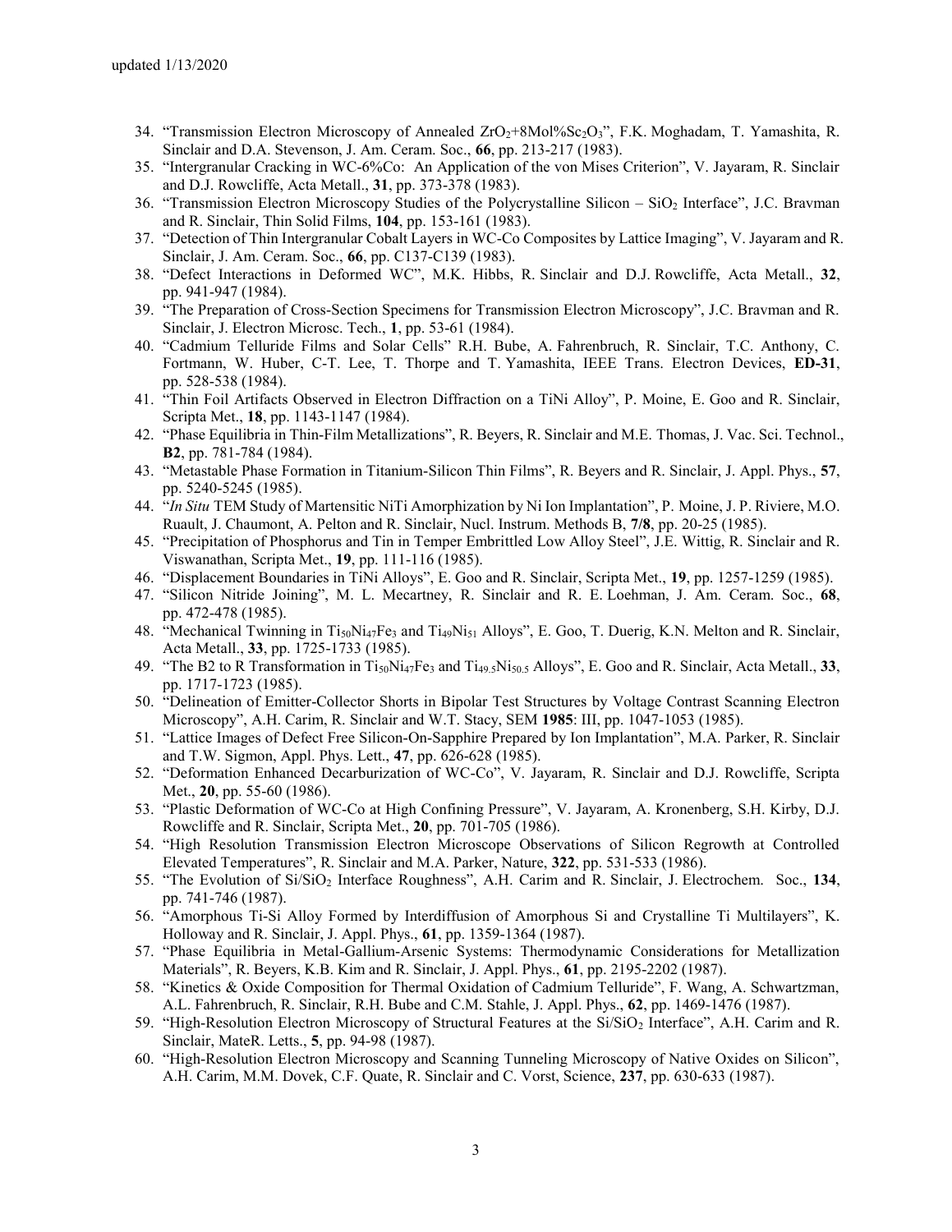34. "Transmission Electron Microscopy of Annealed $ZrO_2$+8Mol%$Sc_2O_3$", F.K. Moghadam, T. Yamashita, R. Sinclair and D.A. Stevenson, J. Am. Ceram. Soc., **66**, pp. 213-217 (1983).
35. "Intergranular Cracking in WC-6%Co: An Application of the von Mises Criterion", V. Jayaram, R. Sinclair and D.J. Rowcliffe, Acta Metall., **31**, pp. 373-378 (1983).
36. "Transmission Electron Microscopy Studies of the Polycrystalline Silicon – $SiO_2$ Interface", J.C. Bravman and R. Sinclair, Thin Solid Films, **104**, pp. 153-161 (1983).
37. "Detection of Thin Intergranular Cobalt Layers in WC-Co Composites by Lattice Imaging", V. Jayaram and R. Sinclair, J. Am. Ceram. Soc., **66**, pp. C137-C139 (1983).
38. "Defect Interactions in Deformed WC", M.K. Hibbs, R. Sinclair and D.J. Rowcliffe, Acta Metall., **32**, pp. 941-947 (1984).
39. "The Preparation of Cross-Section Specimens for Transmission Electron Microscopy", J.C. Bravman and R. Sinclair, J. Electron Microsc. Tech., **1**, pp. 53-61 (1984).
40. "Cadmium Telluride Films and Solar Cells" R.H. Bube, A. Fahrenbruch, R. Sinclair, T.C. Anthony, C. Fortmann, W. Huber, C-T. Lee, T. Thorpe and T. Yamashita, IEEE Trans. Electron Devices, **ED-31**, pp. 528-538 (1984).
41. "Thin Foil Artifacts Observed in Electron Diffraction on a TiNi Alloy", P. Moine, E. Goo and R. Sinclair, Scripta Met., **18**, pp. 1143-1147 (1984).
42. "Phase Equilibria in Thin-Film Metallizations", R. Beyers, R. Sinclair and M.E. Thomas, J. Vac. Sci. Technol., **B2**, pp. 781-784 (1984).
43. "Metastable Phase Formation in Titanium-Silicon Thin Films", R. Beyers and R. Sinclair, J. Appl. Phys., **57**, pp. 5240-5245 (1985).
44. "*In Situ* TEM Study of Martensitic NiTi Amorphization by Ni Ion Implantation", P. Moine, J. P. Riviere, M.O. Ruault, J. Chaumont, A. Pelton and R. Sinclair, Nucl. Instrum. Methods B, **7/8**, pp. 20-25 (1985).
45. "Precipitation of Phosphorus and Tin in Temper Embrittled Low Alloy Steel", J.E. Wittig, R. Sinclair and R. Viswanathan, Scripta Met., **19**, pp. 111-116 (1985).
46. "Displacement Boundaries in TiNi Alloys", E. Goo and R. Sinclair, Scripta Met., **19**, pp. 1257-1259 (1985).
47. "Silicon Nitride Joining", M. L. Mecartney, R. Sinclair and R. E. Loehman, J. Am. Ceram. Soc., **68**, pp. 472-478 (1985).
48. "Mechanical Twinning in $Ti_{50}Ni_{47}Fe_3$ and $Ti_{49}Ni_{51}$ Alloys", E. Goo, T. Duerig, K.N. Melton and R. Sinclair, Acta Metall., **33**, pp. 1725-1733 (1985).
49. "The B2 to R Transformation in $Ti_{50}Ni_{47}Fe_3$ and $Ti_{49.5}Ni_{50.5}$ Alloys", E. Goo and R. Sinclair, Acta Metall., **33**, pp. 1717-1723 (1985).
50. "Delineation of Emitter-Collector Shorts in Bipolar Test Structures by Voltage Contrast Scanning Electron Microscopy", A.H. Carim, R. Sinclair and W.T. Stacy, SEM **1985**: III, pp. 1047-1053 (1985).
51. "Lattice Images of Defect Free Silicon-On-Sapphire Prepared by Ion Implantation", M.A. Parker, R. Sinclair and T.W. Sigmon, Appl. Phys. Lett., **47**, pp. 626-628 (1985).
52. "Deformation Enhanced Decarburization of WC-Co", V. Jayaram, R. Sinclair and D.J. Rowcliffe, Scripta Met., **20**, pp. 55-60 (1986).
53. "Plastic Deformation of WC-Co at High Confining Pressure", V. Jayaram, A. Kronenberg, S.H. Kirby, D.J. Rowcliffe and R. Sinclair, Scripta Met., **20**, pp. 701-705 (1986).
54. "High Resolution Transmission Electron Microscope Observations of Silicon Regrowth at Controlled Elevated Temperatures", R. Sinclair and M.A. Parker, Nature, **322**, pp. 531-533 (1986).
55. "The Evolution of Si/$SiO_2$ Interface Roughness", A.H. Carim and R. Sinclair, J. Electrochem. Soc., **134**, pp. 741-746 (1987).
56. "Amorphous Ti-Si Alloy Formed by Interdiffusion of Amorphous Si and Crystalline Ti Multilayers", K. Holloway and R. Sinclair, J. Appl. Phys., **61**, pp. 1359-1364 (1987).
57. "Phase Equilibria in Metal-Gallium-Arsenic Systems: Thermodynamic Considerations for Metallization Materials", R. Beyers, K.B. Kim and R. Sinclair, J. Appl. Phys., **61**, pp. 2195-2202 (1987).
58. "Kinetics & Oxide Composition for Thermal Oxidation of Cadmium Telluride", F. Wang, A. Schwartzman, A.L. Fahrenbruch, R. Sinclair, R.H. Bube and C.M. Stahle, J. Appl. Phys., **62**, pp. 1469-1476 (1987).
59. "High-Resolution Electron Microscopy of Structural Features at the Si/$SiO_2$ Interface", A.H. Carim and R. Sinclair, MateR. Letts., **5**, pp. 94-98 (1987).
60. "High-Resolution Electron Microscopy and Scanning Tunneling Microscopy of Native Oxides on Silicon", A.H. Carim, M.M. Dovek, C.F. Quate, R. Sinclair and C. Vorst, Science, **237**, pp. 630-633 (1987).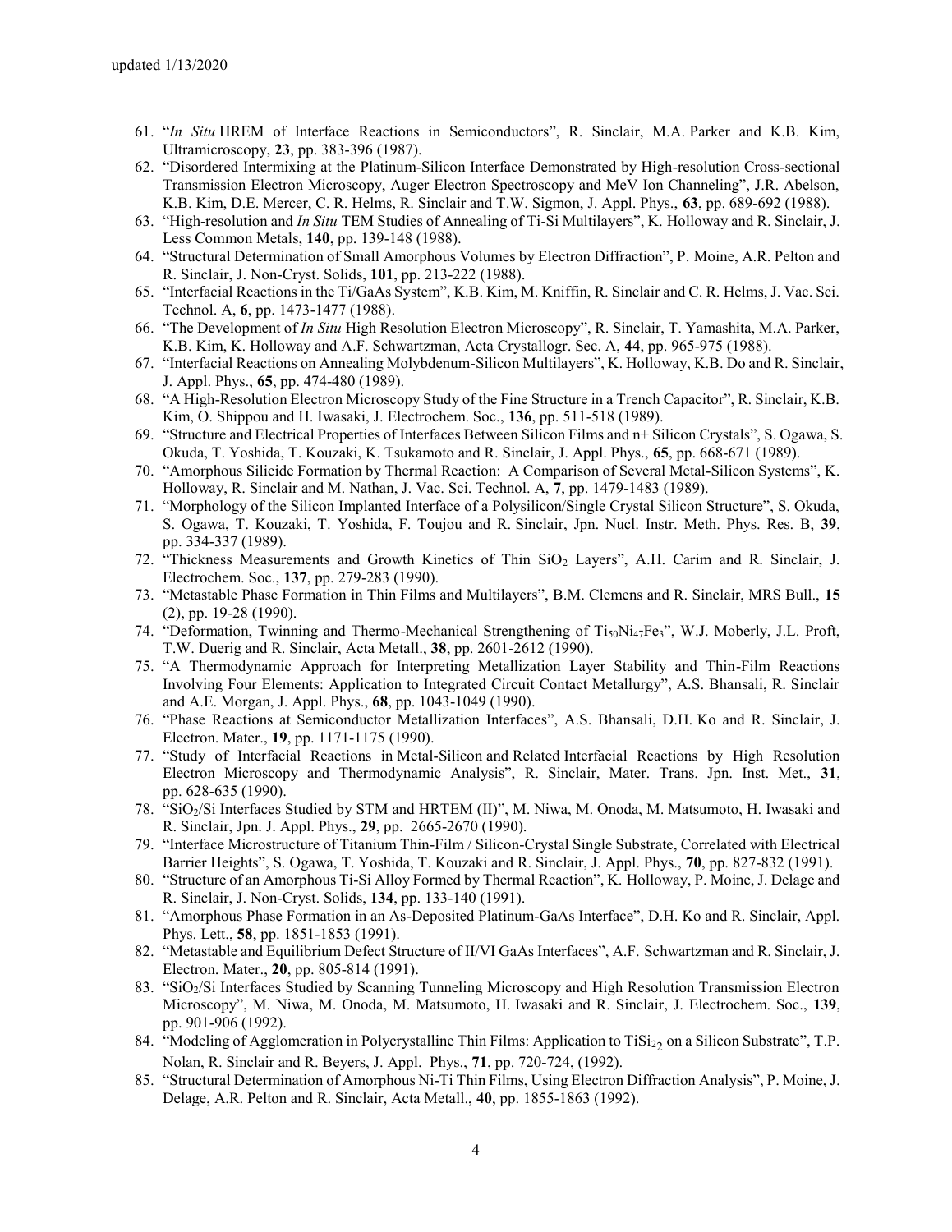61. "*In Situ* HREM of Interface Reactions in Semiconductors", R. Sinclair, M.A. Parker and K.B. Kim, Ultramicroscopy, **23**, pp. 383-396 (1987).
62. "Disordered Intermixing at the Platinum-Silicon Interface Demonstrated by High-resolution Cross-sectional Transmission Electron Microscopy, Auger Electron Spectroscopy and MeV Ion Channeling", J.R. Abelson, K.B. Kim, D.E. Mercer, C. R. Helms, R. Sinclair and T.W. Sigmon, J. Appl. Phys., **63**, pp. 689-692 (1988).
63. "High-resolution and *In Situ* TEM Studies of Annealing of Ti-Si Multilayers", K. Holloway and R. Sinclair, J. Less Common Metals, **140**, pp. 139-148 (1988).
64. "Structural Determination of Small Amorphous Volumes by Electron Diffraction", P. Moine, A.R. Pelton and R. Sinclair, J. Non-Cryst. Solids, **101**, pp. 213-222 (1988).
65. "Interfacial Reactions in the Ti/GaAs System", K.B. Kim, M. Kniffin, R. Sinclair and C. R. Helms, J. Vac. Sci. Technol. A, **6**, pp. 1473-1477 (1988).
66. "The Development of *In Situ* High Resolution Electron Microscopy", R. Sinclair, T. Yamashita, M.A. Parker, K.B. Kim, K. Holloway and A.F. Schwartzman, Acta Crystallogr. Sec. A, **44**, pp. 965-975 (1988).
67. "Interfacial Reactions on Annealing Molybdenum-Silicon Multilayers", K. Holloway, K.B. Do and R. Sinclair, J. Appl. Phys., **65**, pp. 474-480 (1989).
68. "A High-Resolution Electron Microscopy Study of the Fine Structure in a Trench Capacitor", R. Sinclair, K.B. Kim, O. Shippou and H. Iwasaki, J. Electrochem. Soc., **136**, pp. 511-518 (1989).
69. "Structure and Electrical Properties of Interfaces Between Silicon Films and n+ Silicon Crystals", S. Ogawa, S. Okuda, T. Yoshida, T. Kouzaki, K. Tsukamoto and R. Sinclair, J. Appl. Phys., **65**, pp. 668-671 (1989).
70. "Amorphous Silicide Formation by Thermal Reaction: A Comparison of Several Metal-Silicon Systems", K. Holloway, R. Sinclair and M. Nathan, J. Vac. Sci. Technol. A, **7**, pp. 1479-1483 (1989).
71. "Morphology of the Silicon Implanted Interface of a Polysilicon/Single Crystal Silicon Structure", S. Okuda, S. Ogawa, T. Kouzaki, T. Yoshida, F. Toujou and R. Sinclair, Jpn. Nucl. Instr. Meth. Phys. Res. B, **39**, pp. 334-337 (1989).
72. "Thickness Measurements and Growth Kinetics of Thin $SiO_2$ Layers", A.H. Carim and R. Sinclair, J. Electrochem. Soc., **137**, pp. 279-283 (1990).
73. "Metastable Phase Formation in Thin Films and Multilayers", B.M. Clemens and R. Sinclair, MRS Bull., **15** (2), pp. 19-28 (1990).
74. "Deformation, Twinning and Thermo-Mechanical Strengthening of $Ti_{50}Ni_{47}Fe_3$", W.J. Moberly, J.L. Proft, T.W. Duerig and R. Sinclair, Acta Metall., **38**, pp. 2601-2612 (1990).
75. "A Thermodynamic Approach for Interpreting Metallization Layer Stability and Thin-Film Reactions Involving Four Elements: Application to Integrated Circuit Contact Metallurgy", A.S. Bhansali, R. Sinclair and A.E. Morgan, J. Appl. Phys., **68**, pp. 1043-1049 (1990).
76. "Phase Reactions at Semiconductor Metallization Interfaces", A.S. Bhansali, D.H. Ko and R. Sinclair, J. Electron. Mater., **19**, pp. 1171-1175 (1990).
77. "Study of Interfacial Reactions in Metal-Silicon and Related Interfacial Reactions by High Resolution Electron Microscopy and Thermodynamic Analysis", R. Sinclair, Mater. Trans. Jpn. Inst. Met., **31**, pp. 628-635 (1990).
78. "$SiO_2$/Si Interfaces Studied by STM and HRTEM (II)", M. Niwa, M. Onoda, M. Matsumoto, H. Iwasaki and R. Sinclair, Jpn. J. Appl. Phys., **29**, pp. 2665-2670 (1990).
79. "Interface Microstructure of Titanium Thin-Film / Silicon-Crystal Single Substrate, Correlated with Electrical Barrier Heights", S. Ogawa, T. Yoshida, T. Kouzaki and R. Sinclair, J. Appl. Phys., **70**, pp. 827-832 (1991).
80. "Structure of an Amorphous Ti-Si Alloy Formed by Thermal Reaction", K. Holloway, P. Moine, J. Delage and R. Sinclair, J. Non-Cryst. Solids, **134**, pp. 133-140 (1991).
81. "Amorphous Phase Formation in an As-Deposited Platinum-GaAs Interface", D.H. Ko and R. Sinclair, Appl. Phys. Lett., **58**, pp. 1851-1853 (1991).
82. "Metastable and Equilibrium Defect Structure of II/VI GaAs Interfaces", A.F. Schwartzman and R. Sinclair, J. Electron. Mater., **20**, pp. 805-814 (1991).
83. "$SiO_2$/Si Interfaces Studied by Scanning Tunneling Microscopy and High Resolution Transmission Electron Microscopy", M. Niwa, M. Onoda, M. Matsumoto, H. Iwasaki and R. Sinclair, J. Electrochem. Soc., **139**, pp. 901-906 (1992).
84. "Modeling of Agglomeration in Polycrystalline Thin Films: Application to $TiSi_{2_2}$ on a Silicon Substrate", T.P. Nolan, R. Sinclair and R. Beyers, J. Appl. Phys., **71**, pp. 720-724, (1992).
85. "Structural Determination of Amorphous Ni-Ti Thin Films, Using Electron Diffraction Analysis", P. Moine, J. Delage, A.R. Pelton and R. Sinclair, Acta Metall., **40**, pp. 1855-1863 (1992).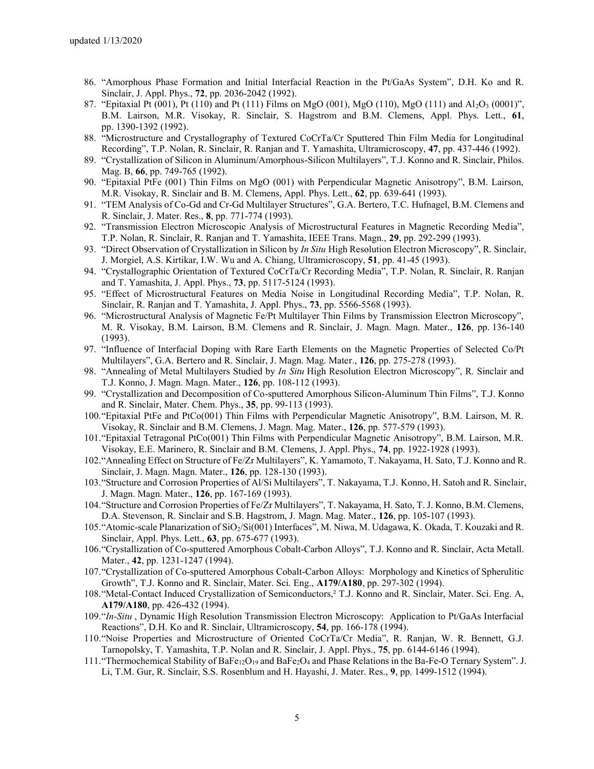86. "Amorphous Phase Formation and Initial Interfacial Reaction in the Pt/GaAs System", D.H. Ko and R. Sinclair, J. Appl. Phys., **72**, pp. 2036-2042 (1992).
87. "Epitaxial Pt (001), Pt (110) and Pt (111) Films on MgO (001), MgO (110), MgO (111) and $Al_2O_3$ (0001)", B.M. Lairson, M.R. Visokay, R. Sinclair, S. Hagstrom and B.M. Clemens, Appl. Phys. Lett., **61**, pp. 1390-1392 (1992).
88. "Microstructure and Crystallography of Textured CoCrTa/Cr Sputtered Thin Film Media for Longitudinal Recording", T.P. Nolan, R. Sinclair, R. Ranjan and T. Yamashita, Ultramicroscopy, **47**, pp. 437-446 (1992).
89. "Crystallization of Silicon in Aluminum/Amorphous-Silicon Multilayers", T.J. Konno and R. Sinclair, Philos. Mag. B, **66**, pp. 749-765 (1992).
90. "Epitaxial PtFe (001) Thin Films on MgO (001) with Perpendicular Magnetic Anisotropy", B.M. Lairson, M.R. Visokay, R. Sinclair and B. M. Clemens, Appl. Phys. Lett., **62**, pp. 639-641 (1993).
91. "TEM Analysis of Co-Gd and Cr-Gd Multilayer Structures", G.A. Bertero, T.C. Hufnagel, B.M. Clemens and R. Sinclair, J. Mater. Res., **8**, pp. 771-774 (1993).
92. "Transmission Electron Microscopic Analysis of Microstructural Features in Magnetic Recording Media", T.P. Nolan, R. Sinclair, R. Ranjan and T. Yamashita, IEEE Trans. Magn., **29**, pp. 292-299 (1993).
93. "Direct Observation of Crystallization in Silicon by *In Situ* High Resolution Electron Microscopy", R. Sinclair, J. Morgiel, A.S. Kirtikar, I.W. Wu and A. Chiang, Ultramicroscopy, **51**, pp. 41-45 (1993).
94. "Crystallographic Orientation of Textured CoCrTa/Cr Recording Media", T.P. Nolan, R. Sinclair, R. Ranjan and T. Yamashita, J. Appl. Phys., **73**, pp. 5117-5124 (1993).
95. "Effect of Microstructural Features on Media Noise in Longitudinal Recording Media", T.P. Nolan, R. Sinclair, R. Ranjan and T. Yamashita, J. Appl. Phys., **73**, pp. 5566-5568 (1993).
96. "Microstructural Analysis of Magnetic Fe/Pt Multilayer Thin Films by Transmission Electron Microscopy", M. R. Visokay, B.M. Lairson, B.M. Clemens and R. Sinclair, J. Magn. Magn. Mater., **126**, pp. 136-140 (1993).
97. "Influence of Interfacial Doping with Rare Earth Elements on the Magnetic Properties of Selected Co/Pt Multilayers", G.A. Bertero and R. Sinclair, J. Magn. Mag. Mater., **126**, pp. 275-278 (1993).
98. "Annealing of Metal Multilayers Studied by *In Situ* High Resolution Electron Microscopy", R. Sinclair and T.J. Konno, J. Magn. Magn. Mater., **126**, pp. 108-112 (1993).
99. "Crystallization and Decomposition of Co-sputtered Amorphous Silicon-Aluminum Thin Films", T.J. Konno and R. Sinclair, Mater. Chem. Phys., **35**, pp. 99-113 (1993).
100. "Epitaxial PtFe and PtCo(001) Thin Films with Perpendicular Magnetic Anisotropy", B.M. Lairson, M. R. Visokay, R. Sinclair and B.M. Clemens, J. Magn. Mag. Mater., **126**, pp. 577-579 (1993).
101. "Epitaxial Tetragonal PtCo(001) Thin Films with Perpendicular Magnetic Anisotropy", B.M. Lairson, M.R. Visokay, E.E. Marinero, R. Sinclair and B.M. Clemens, J. Appl. Phys., **74**, pp. 1922-1928 (1993).
102. "Annealing Effect on Structure of Fe/Zr Multilayers", K. Yamamoto, T. Nakayama, H. Sato, T.J. Konno and R. Sinclair, J. Magn. Magn. Mater., **126**, pp. 128-130 (1993).
103. "Structure and Corrosion Properties of Al/Si Multilayers", T. Nakayama, T.J. Konno, H. Satoh and R. Sinclair, J. Magn. Magn. Mater., **126**, pp. 167-169 (1993).
104. "Structure and Corrosion Properties of Fe/Zr Multilayers", T. Nakayama, H. Sato, T. J. Konno, B.M. Clemens, D.A. Stevenson, R. Sinclair and S.B. Hagstrom, J. Magn. Mag. Mater., **126**, pp. 105-107 (1993).
105. "Atomic-scale Planarization of $SiO_2$/Si(001) Interfaces", M. Niwa, M. Udagawa, K. Okada, T. Kouzaki and R. Sinclair, Appl. Phys. Lett., **63**, pp. 675-677 (1993).
106. "Crystallization of Co-sputtered Amorphous Cobalt-Carbon Alloys", T.J. Konno and R. Sinclair, Acta Metall. Mater., **42**, pp. 1231-1247 (1994).
107. "Crystallization of Co-sputtered Amorphous Cobalt-Carbon Alloys: Morphology and Kinetics of Spherulitic Growth", T.J. Konno and R. Sinclair, Mater. Sci. Eng., **A179/A180**, pp. 297-302 (1994).
108. "Metal-Contact Induced Crystallization of Semiconductors,² T.J. Konno and R. Sinclair, Mater. Sci. Eng. A, **A179/A180**, pp. 426-432 (1994).
109. "*In-Situ* , Dynamic High Resolution Transmission Electron Microscopy: Application to Pt/GaAs Interfacial Reactions", D.H. Ko and R. Sinclair, Ultramicroscopy, **54**, pp. 166-178 (1994).
110. "Noise Properties and Microstructure of Oriented CoCrTa/Cr Media", R. Ranjan, W. R. Bennett, G.J. Tarnopolsky, T. Yamashita, T.P. Nolan and R. Sinclair, J. Appl. Phys., **75**, pp. 6144-6146 (1994).
111. "Thermochemical Stability of $BaFe_{12}O_{19}$ and $BaFe_2O_4$ and Phase Relations in the Ba-Fe-O Ternary System". J. Li, T.M. Gur, R. Sinclair, S.S. Rosenblum and H. Hayashi, J. Mater. Res., **9**, pp. 1499-1512 (1994).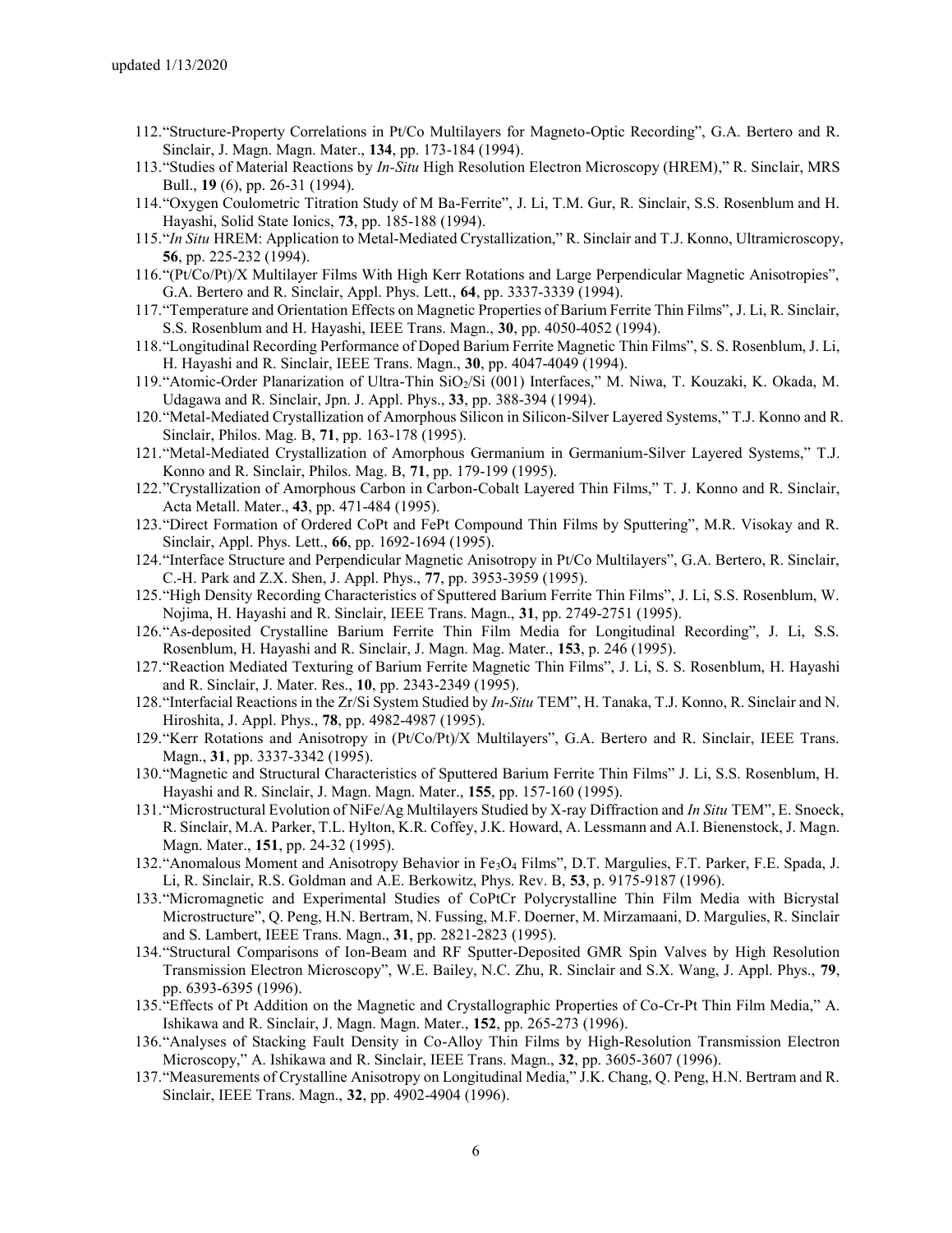112. "Structure-Property Correlations in Pt/Co Multilayers for Magneto-Optic Recording", G.A. Bertero and R. Sinclair, J. Magn. Magn. Mater., **134**, pp. 173-184 (1994).
113. "Studies of Material Reactions by *In-Situ* High Resolution Electron Microscopy (HREM)," R. Sinclair, MRS Bull., **19** (6), pp. 26-31 (1994).
114. "Oxygen Coulometric Titration Study of M Ba-Ferrite", J. Li, T.M. Gur, R. Sinclair, S.S. Rosenblum and H. Hayashi, Solid State Ionics, **73**, pp. 185-188 (1994).
115. "*In Situ* HREM: Application to Metal-Mediated Crystallization," R. Sinclair and T.J. Konno, Ultramicroscopy, **56**, pp. 225-232 (1994).
116. "(Pt/Co/Pt)/X Multilayer Films With High Kerr Rotations and Large Perpendicular Magnetic Anisotropies", G.A. Bertero and R. Sinclair, Appl. Phys. Lett., **64**, pp. 3337-3339 (1994).
117. "Temperature and Orientation Effects on Magnetic Properties of Barium Ferrite Thin Films", J. Li, R. Sinclair, S.S. Rosenblum and H. Hayashi, IEEE Trans. Magn., **30**, pp. 4050-4052 (1994).
118. "Longitudinal Recording Performance of Doped Barium Ferrite Magnetic Thin Films", S. S. Rosenblum, J. Li, H. Hayashi and R. Sinclair, IEEE Trans. Magn., **30**, pp. 4047-4049 (1994).
119. "Atomic-Order Planarization of Ultra-Thin $SiO_2$/Si (001) Interfaces," M. Niwa, T. Kouzaki, K. Okada, M. Udagawa and R. Sinclair, Jpn. J. Appl. Phys., **33**, pp. 388-394 (1994).
120. "Metal-Mediated Crystallization of Amorphous Silicon in Silicon-Silver Layered Systems," T.J. Konno and R. Sinclair, Philos. Mag. B, **71**, pp. 163-178 (1995).
121. "Metal-Mediated Crystallization of Amorphous Germanium in Germanium-Silver Layered Systems," T.J. Konno and R. Sinclair, Philos. Mag. B, **71**, pp. 179-199 (1995).
122. "Crystallization of Amorphous Carbon in Carbon-Cobalt Layered Thin Films," T. J. Konno and R. Sinclair, Acta Metall. Mater., **43**, pp. 471-484 (1995).
123. "Direct Formation of Ordered CoPt and FePt Compound Thin Films by Sputtering", M.R. Visokay and R. Sinclair, Appl. Phys. Lett., **66**, pp. 1692-1694 (1995).
124. "Interface Structure and Perpendicular Magnetic Anisotropy in Pt/Co Multilayers", G.A. Bertero, R. Sinclair, C.-H. Park and Z.X. Shen, J. Appl. Phys., **77**, pp. 3953-3959 (1995).
125. "High Density Recording Characteristics of Sputtered Barium Ferrite Thin Films", J. Li, S.S. Rosenblum, W. Nojima, H. Hayashi and R. Sinclair, IEEE Trans. Magn., **31**, pp. 2749-2751 (1995).
126. "As-deposited Crystalline Barium Ferrite Thin Film Media for Longitudinal Recording", J. Li, S.S. Rosenblum, H. Hayashi and R. Sinclair, J. Magn. Mag. Mater., **153**, p. 246 (1995).
127. "Reaction Mediated Texturing of Barium Ferrite Magnetic Thin Films", J. Li, S. S. Rosenblum, H. Hayashi and R. Sinclair, J. Mater. Res., **10**, pp. 2343-2349 (1995).
128. "Interfacial Reactions in the Zr/Si System Studied by *In-Situ* TEM", H. Tanaka, T.J. Konno, R. Sinclair and N. Hiroshita, J. Appl. Phys., **78**, pp. 4982-4987 (1995).
129. "Kerr Rotations and Anisotropy in (Pt/Co/Pt)/X Multilayers", G.A. Bertero and R. Sinclair, IEEE Trans. Magn., **31**, pp. 3337-3342 (1995).
130. "Magnetic and Structural Characteristics of Sputtered Barium Ferrite Thin Films" J. Li, S.S. Rosenblum, H. Hayashi and R. Sinclair, J. Magn. Magn. Mater., **155**, pp. 157-160 (1995).
131. "Microstructural Evolution of NiFe/Ag Multilayers Studied by X-ray Diffraction and *In Situ* TEM", E. Snoeck, R. Sinclair, M.A. Parker, T.L. Hylton, K.R. Coffey, J.K. Howard, A. Lessmann and A.I. Bienenstock, J. Magn. Magn. Mater., **151**, pp. 24-32 (1995).
132. "Anomalous Moment and Anisotropy Behavior in $Fe_3O_4$ Films", D.T. Margulies, F.T. Parker, F.E. Spada, J. Li, R. Sinclair, R.S. Goldman and A.E. Berkowitz, Phys. Rev. B, **53**, p. 9175-9187 (1996).
133. "Micromagnetic and Experimental Studies of CoPtCr Polycrystalline Thin Film Media with Bicrystal Microstructure", Q. Peng, H.N. Bertram, N. Fussing, M.F. Doerner, M. Mirzamaani, D. Margulies, R. Sinclair and S. Lambert, IEEE Trans. Magn., **31**, pp. 2821-2823 (1995).
134. "Structural Comparisons of Ion-Beam and RF Sputter-Deposited GMR Spin Valves by High Resolution Transmission Electron Microscopy", W.E. Bailey, N.C. Zhu, R. Sinclair and S.X. Wang, J. Appl. Phys., **79**, pp. 6393-6395 (1996).
135. "Effects of Pt Addition on the Magnetic and Crystallographic Properties of Co-Cr-Pt Thin Film Media," A. Ishikawa and R. Sinclair, J. Magn. Magn. Mater., **152**, pp. 265-273 (1996).
136. "Analyses of Stacking Fault Density in Co-Alloy Thin Films by High-Resolution Transmission Electron Microscopy," A. Ishikawa and R. Sinclair, IEEE Trans. Magn., **32**, pp. 3605-3607 (1996).
137. "Measurements of Crystalline Anisotropy on Longitudinal Media," J.K. Chang, Q. Peng, H.N. Bertram and R. Sinclair, IEEE Trans. Magn., **32**, pp. 4902-4904 (1996).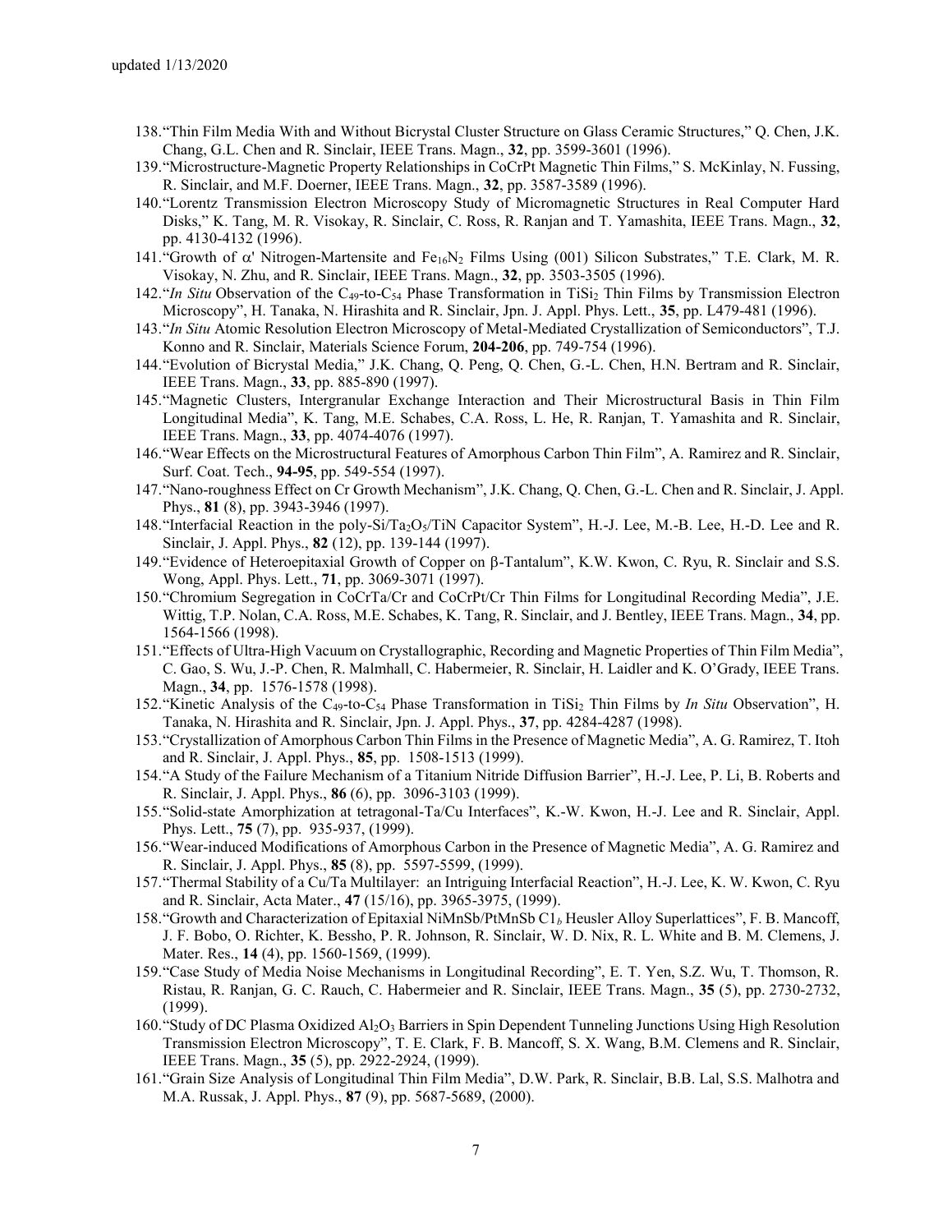138. "Thin Film Media With and Without Bicrystal Cluster Structure on Glass Ceramic Structures," Q. Chen, J.K. Chang, G.L. Chen and R. Sinclair, IEEE Trans. Magn., **32**, pp. 3599-3601 (1996).
139. "Microstructure-Magnetic Property Relationships in CoCrPt Magnetic Thin Films," S. McKinlay, N. Fussing, R. Sinclair, and M.F. Doerner, IEEE Trans. Magn., **32**, pp. 3587-3589 (1996).
140. "Lorentz Transmission Electron Microscopy Study of Micromagnetic Structures in Real Computer Hard Disks," K. Tang, M. R. Visokay, R. Sinclair, C. Ross, R. Ranjan and T. Yamashita, IEEE Trans. Magn., **32**, pp. 4130-4132 (1996).
141. "Growth of α' Nitrogen-Martensite and $Fe_{16}N_2$ Films Using (001) Silicon Substrates," T.E. Clark, M. R. Visokay, N. Zhu, and R. Sinclair, IEEE Trans. Magn., **32**, pp. 3503-3505 (1996).
142. "*In Situ* Observation of the $C_{49}$-to-$C_{54}$ Phase Transformation in $TiSi_2$ Thin Films by Transmission Electron Microscopy", H. Tanaka, N. Hirashita and R. Sinclair, Jpn. J. Appl. Phys. Lett., **35**, pp. L479-481 (1996).
143. "*In Situ* Atomic Resolution Electron Microscopy of Metal-Mediated Crystallization of Semiconductors", T.J. Konno and R. Sinclair, Materials Science Forum, **204-206**, pp. 749-754 (1996).
144. "Evolution of Bicrystal Media," J.K. Chang, Q. Peng, Q. Chen, G.-L. Chen, H.N. Bertram and R. Sinclair, IEEE Trans. Magn., **33**, pp. 885-890 (1997).
145. "Magnetic Clusters, Intergranular Exchange Interaction and Their Microstructural Basis in Thin Film Longitudinal Media", K. Tang, M.E. Schabes, C.A. Ross, L. He, R. Ranjan, T. Yamashita and R. Sinclair, IEEE Trans. Magn., **33**, pp. 4074-4076 (1997).
146. "Wear Effects on the Microstructural Features of Amorphous Carbon Thin Film", A. Ramirez and R. Sinclair, Surf. Coat. Tech., **94-95**, pp. 549-554 (1997).
147. "Nano-roughness Effect on Cr Growth Mechanism", J.K. Chang, Q. Chen, G.-L. Chen and R. Sinclair, J. Appl. Phys., **81** (8), pp. 3943-3946 (1997).
148. "Interfacial Reaction in the poly-Si/$Ta_2O_5$/TiN Capacitor System", H.-J. Lee, M.-B. Lee, H.-D. Lee and R. Sinclair, J. Appl. Phys., **82** (12), pp. 139-144 (1997).
149. "Evidence of Heteroepitaxial Growth of Copper on β-Tantalum", K.W. Kwon, C. Ryu, R. Sinclair and S.S. Wong, Appl. Phys. Lett., **71**, pp. 3069-3071 (1997).
150. "Chromium Segregation in CoCrTa/Cr and CoCrPt/Cr Thin Films for Longitudinal Recording Media", J.E. Wittig, T.P. Nolan, C.A. Ross, M.E. Schabes, K. Tang, R. Sinclair, and J. Bentley, IEEE Trans. Magn., **34**, pp. 1564-1566 (1998).
151. "Effects of Ultra-High Vacuum on Crystallographic, Recording and Magnetic Properties of Thin Film Media", C. Gao, S. Wu, J.-P. Chen, R. Malmhall, C. Habermeier, R. Sinclair, H. Laidler and K. O'Grady, IEEE Trans. Magn., **34**, pp. 1576-1578 (1998).
152. "Kinetic Analysis of the $C_{49}$-to-$C_{54}$ Phase Transformation in $TiSi_2$ Thin Films by *In Situ* Observation", H. Tanaka, N. Hirashita and R. Sinclair, Jpn. J. Appl. Phys., **37**, pp. 4284-4287 (1998).
153. "Crystallization of Amorphous Carbon Thin Films in the Presence of Magnetic Media", A. G. Ramirez, T. Itoh and R. Sinclair, J. Appl. Phys., **85**, pp. 1508-1513 (1999).
154. "A Study of the Failure Mechanism of a Titanium Nitride Diffusion Barrier", H.-J. Lee, P. Li, B. Roberts and R. Sinclair, J. Appl. Phys., **86** (6), pp. 3096-3103 (1999).
155. "Solid-state Amorphization at tetragonal-Ta/Cu Interfaces", K.-W. Kwon, H.-J. Lee and R. Sinclair, Appl. Phys. Lett., **75** (7), pp. 935-937, (1999).
156. "Wear-induced Modifications of Amorphous Carbon in the Presence of Magnetic Media", A. G. Ramirez and R. Sinclair, J. Appl. Phys., **85** (8), pp. 5597-5599, (1999).
157. "Thermal Stability of a Cu/Ta Multilayer: an Intriguing Interfacial Reaction", H.-J. Lee, K. W. Kwon, C. Ryu and R. Sinclair, Acta Mater., **47** (15/16), pp. 3965-3975, (1999).
158. "Growth and Characterization of Epitaxial NiMnSb/PtMnSb $C1_b$ Heusler Alloy Superlattices", F. B. Mancoff, J. F. Bobo, O. Richter, K. Bessho, P. R. Johnson, R. Sinclair, W. D. Nix, R. L. White and B. M. Clemens, J. Mater. Res., **14** (4), pp. 1560-1569, (1999).
159. "Case Study of Media Noise Mechanisms in Longitudinal Recording", E. T. Yen, S.Z. Wu, T. Thomson, R. Ristau, R. Ranjan, G. C. Rauch, C. Habermeier and R. Sinclair, IEEE Trans. Magn., **35** (5), pp. 2730-2732, (1999).
160. "Study of DC Plasma Oxidized $Al_2O_3$ Barriers in Spin Dependent Tunneling Junctions Using High Resolution Transmission Electron Microscopy", T. E. Clark, F. B. Mancoff, S. X. Wang, B.M. Clemens and R. Sinclair, IEEE Trans. Magn., **35** (5), pp. 2922-2924, (1999).
161. "Grain Size Analysis of Longitudinal Thin Film Media", D.W. Park, R. Sinclair, B.B. Lal, S.S. Malhotra and M.A. Russak, J. Appl. Phys., **87** (9), pp. 5687-5689, (2000).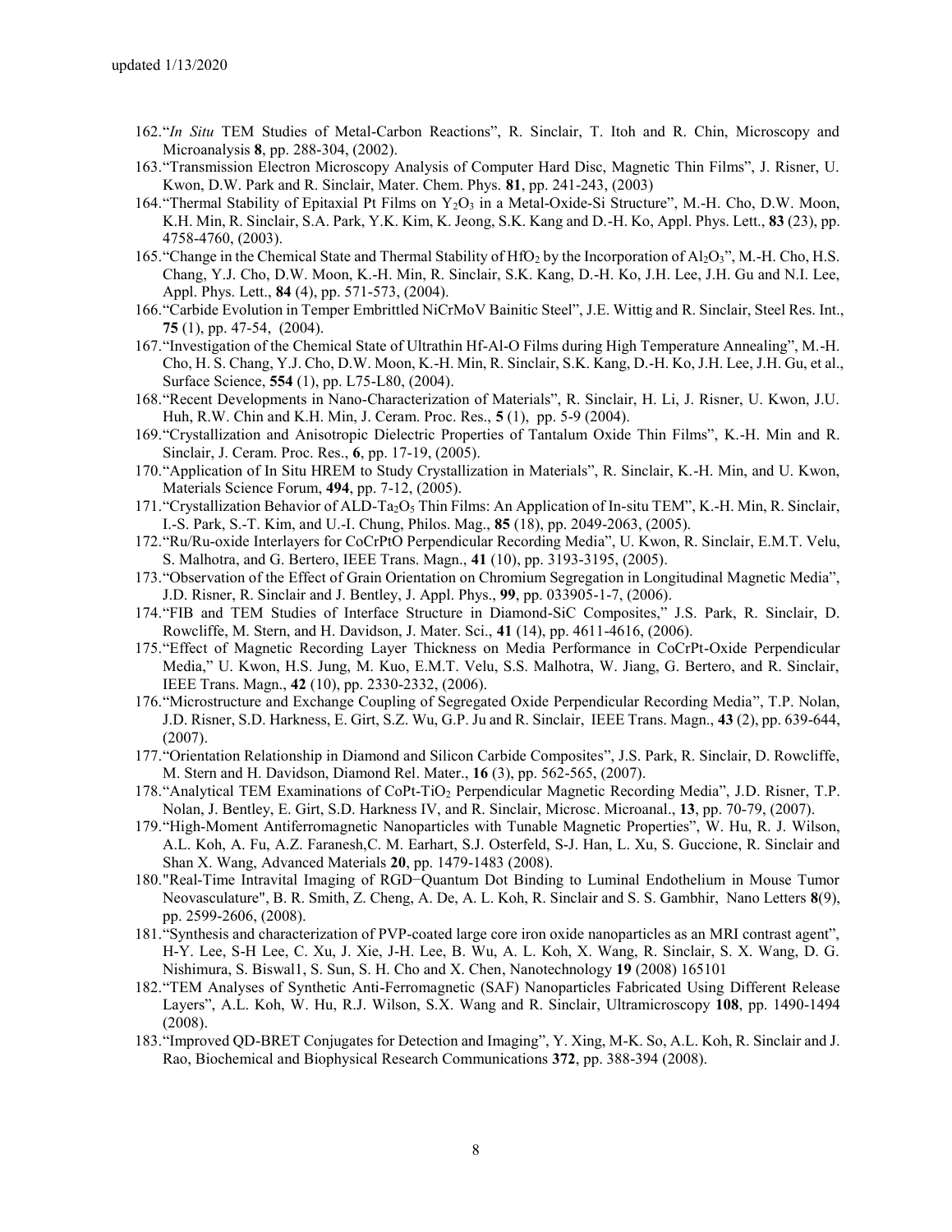162. "*In Situ* TEM Studies of Metal-Carbon Reactions", R. Sinclair, T. Itoh and R. Chin, Microscopy and Microanalysis **8**, pp. 288-304, (2002).
163. "Transmission Electron Microscopy Analysis of Computer Hard Disc, Magnetic Thin Films", J. Risner, U. Kwon, D.W. Park and R. Sinclair, Mater. Chem. Phys. **81**, pp. 241-243, (2003)
164. "Thermal Stability of Epitaxial Pt Films on $Y_2O_3$ in a Metal-Oxide-Si Structure", M.-H. Cho, D.W. Moon, K.H. Min, R. Sinclair, S.A. Park, Y.K. Kim, K. Jeong, S.K. Kang and D.-H. Ko, Appl. Phys. Lett., **83** (23), pp. 4758-4760, (2003).
165. "Change in the Chemical State and Thermal Stability of $HfO_2$ by the Incorporation of $Al_2O_3$", M.-H. Cho, H.S. Chang, Y.J. Cho, D.W. Moon, K.-H. Min, R. Sinclair, S.K. Kang, D.-H. Ko, J.H. Lee, J.H. Gu and N.I. Lee, Appl. Phys. Lett., **84** (4), pp. 571-573, (2004).
166. "Carbide Evolution in Temper Embrittled NiCrMoV Bainitic Steel", J.E. Wittig and R. Sinclair, Steel Res. Int., **75** (1), pp. 47-54, (2004).
167. "Investigation of the Chemical State of Ultrathin Hf-Al-O Films during High Temperature Annealing", M.-H. Cho, H. S. Chang, Y.J. Cho, D.W. Moon, K.-H. Min, R. Sinclair, S.K. Kang, D.-H. Ko, J.H. Lee, J.H. Gu, et al., Surface Science, **554** (1), pp. L75-L80, (2004).
168. "Recent Developments in Nano-Characterization of Materials", R. Sinclair, H. Li, J. Risner, U. Kwon, J.U. Huh, R.W. Chin and K.H. Min, J. Ceram. Proc. Res., **5** (1), pp. 5-9 (2004).
169. "Crystallization and Anisotropic Dielectric Properties of Tantalum Oxide Thin Films", K.-H. Min and R. Sinclair, J. Ceram. Proc. Res., **6**, pp. 17-19, (2005).
170. "Application of In Situ HREM to Study Crystallization in Materials", R. Sinclair, K.-H. Min, and U. Kwon, Materials Science Forum, **494**, pp. 7-12, (2005).
171. "Crystallization Behavior of ALD-$Ta_2O_5$ Thin Films: An Application of In-situ TEM", K.-H. Min, R. Sinclair, I.-S. Park, S.-T. Kim, and U.-I. Chung, Philos. Mag., **85** (18), pp. 2049-2063, (2005).
172. "Ru/Ru-oxide Interlayers for CoCrPtO Perpendicular Recording Media", U. Kwon, R. Sinclair, E.M.T. Velu, S. Malhotra, and G. Bertero, IEEE Trans. Magn., **41** (10), pp. 3193-3195, (2005).
173. "Observation of the Effect of Grain Orientation on Chromium Segregation in Longitudinal Magnetic Media", J.D. Risner, R. Sinclair and J. Bentley, J. Appl. Phys., **99**, pp. 033905-1-7, (2006).
174. "FIB and TEM Studies of Interface Structure in Diamond-SiC Composites," J.S. Park, R. Sinclair, D. Rowcliffe, M. Stern, and H. Davidson, J. Mater. Sci., **41** (14), pp. 4611-4616, (2006).
175. "Effect of Magnetic Recording Layer Thickness on Media Performance in CoCrPt-Oxide Perpendicular Media," U. Kwon, H.S. Jung, M. Kuo, E.M.T. Velu, S.S. Malhotra, W. Jiang, G. Bertero, and R. Sinclair, IEEE Trans. Magn., **42** (10), pp. 2330-2332, (2006).
176. "Microstructure and Exchange Coupling of Segregated Oxide Perpendicular Recording Media", T.P. Nolan, J.D. Risner, S.D. Harkness, E. Girt, S.Z. Wu, G.P. Ju and R. Sinclair, IEEE Trans. Magn., **43** (2), pp. 639-644, (2007).
177. "Orientation Relationship in Diamond and Silicon Carbide Composites", J.S. Park, R. Sinclair, D. Rowcliffe, M. Stern and H. Davidson, Diamond Rel. Mater., **16** (3), pp. 562-565, (2007).
178. "Analytical TEM Examinations of CoPt-$TiO_2$ Perpendicular Magnetic Recording Media", J.D. Risner, T.P. Nolan, J. Bentley, E. Girt, S.D. Harkness IV, and R. Sinclair, Microsc. Microanal., **13**, pp. 70-79, (2007).
179. "High-Moment Antiferromagnetic Nanoparticles with Tunable Magnetic Properties", W. Hu, R. J. Wilson, A.L. Koh, A. Fu, A.Z. Faranesh,C. M. Earhart, S.J. Osterfeld, S-J. Han, L. Xu, S. Guccione, R. Sinclair and Shan X. Wang, Advanced Materials **20**, pp. 1479-1483 (2008).
180. "Real-Time Intravital Imaging of RGD−Quantum Dot Binding to Luminal Endothelium in Mouse Tumor Neovasculature", B. R. Smith, Z. Cheng, A. De, A. L. Koh, R. Sinclair and S. S. Gambhir, Nano Letters **8**(9), pp. 2599-2606, (2008).
181. "Synthesis and characterization of PVP-coated large core iron oxide nanoparticles as an MRI contrast agent", H-Y. Lee, S-H Lee, C. Xu, J. Xie, J-H. Lee, B. Wu, A. L. Koh, X. Wang, R. Sinclair, S. X. Wang, D. G. Nishimura, S. Biswal1, S. Sun, S. H. Cho and X. Chen, Nanotechnology **19** (2008) 165101
182. "TEM Analyses of Synthetic Anti-Ferromagnetic (SAF) Nanoparticles Fabricated Using Different Release Layers", A.L. Koh, W. Hu, R.J. Wilson, S.X. Wang and R. Sinclair, Ultramicroscopy **108**, pp. 1490-1494 (2008).
183. "Improved QD-BRET Conjugates for Detection and Imaging", Y. Xing, M-K. So, A.L. Koh, R. Sinclair and J. Rao, Biochemical and Biophysical Research Communications **372**, pp. 388-394 (2008).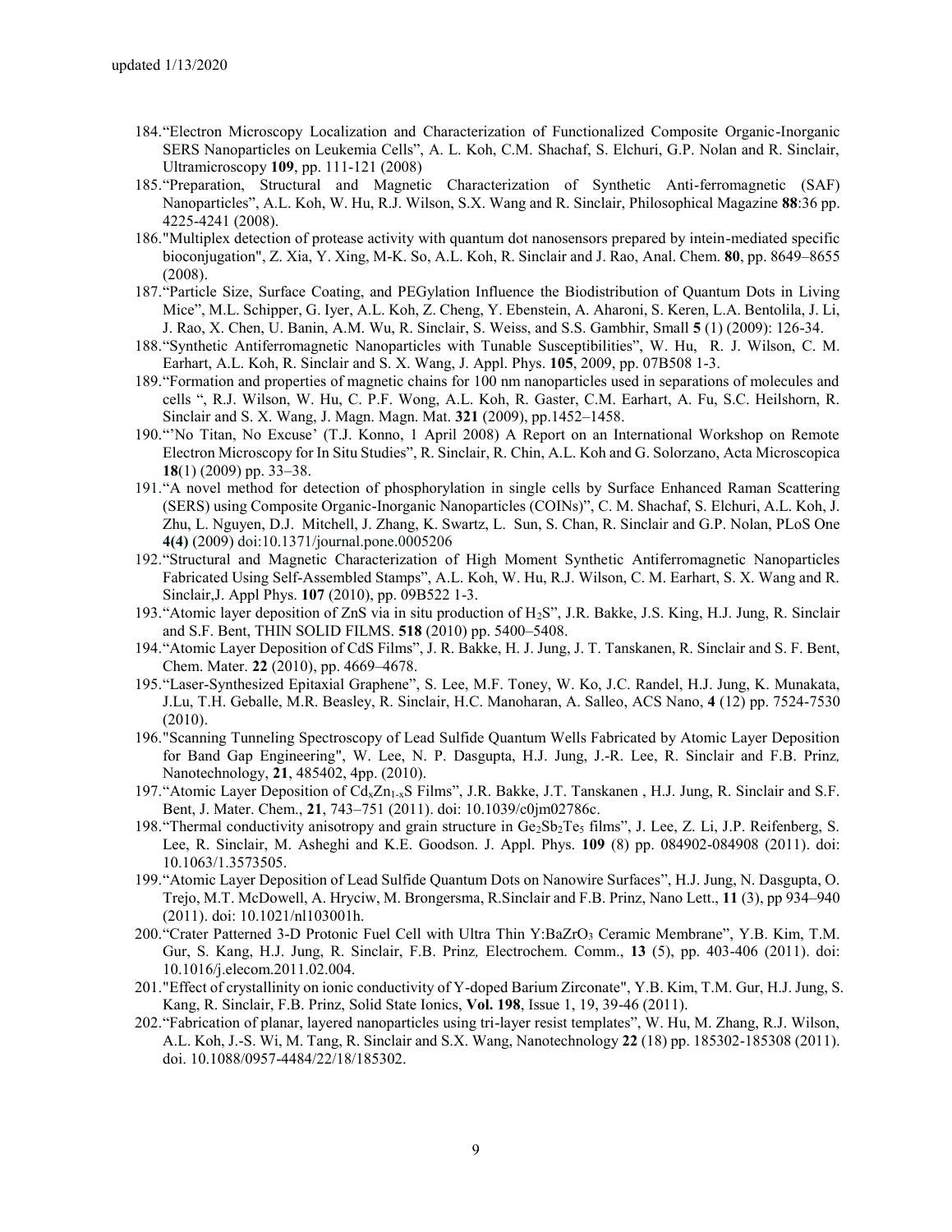184. “Electron Microscopy Localization and Characterization of Functionalized Composite Organic-Inorganic SERS Nanoparticles on Leukemia Cells”, A. L. Koh, C.M. Shachaf, S. Elchuri, G.P. Nolan and R. Sinclair, Ultramicroscopy **109**, pp. 111-121 (2008)
185. “Preparation, Structural and Magnetic Characterization of Synthetic Anti-ferromagnetic (SAF) Nanoparticles”, A.L. Koh, W. Hu, R.J. Wilson, S.X. Wang and R. Sinclair, Philosophical Magazine **88**:36 pp. 4225-4241 (2008).
186. "Multiplex detection of protease activity with quantum dot nanosensors prepared by intein-mediated specific bioconjugation", Z. Xia, Y. Xing, M-K. So, A.L. Koh, R. Sinclair and J. Rao, Anal. Chem. **80**, pp. 8649–8655 (2008).
187. “Particle Size, Surface Coating, and PEGylation Influence the Biodistribution of Quantum Dots in Living Mice”, M.L. Schipper, G. Iyer, A.L. Koh, Z. Cheng, Y. Ebenstein, A. Aharoni, S. Keren, L.A. Bentolila, J. Li, J. Rao, X. Chen, U. Banin, A.M. Wu, R. Sinclair, S. Weiss, and S.S. Gambhir, Small **5** (1) (2009): 126-34.
188. “Synthetic Antiferromagnetic Nanoparticles with Tunable Susceptibilities”, W. Hu, R. J. Wilson, C. M. Earhart, A.L. Koh, R. Sinclair and S. X. Wang, J. Appl. Phys. **105**, 2009, pp. 07B508 1-3.
189. “Formation and properties of magnetic chains for 100 nm nanoparticles used in separations of molecules and cells ”, R.J. Wilson, W. Hu, C. P.F. Wong, A.L. Koh, R. Gaster, C.M. Earhart, A. Fu, S.C. Heilshorn, R. Sinclair and S. X. Wang, J. Magn. Magn. Mat. **321** (2009), pp.1452–1458.
190. “’No Titan, No Excuse’ (T.J. Konno, 1 April 2008) A Report on an International Workshop on Remote Electron Microscopy for In Situ Studies”, R. Sinclair, R. Chin, A.L. Koh and G. Solorzano, Acta Microscopica **18**(1) (2009) pp. 33–38.
191. “A novel method for detection of phosphorylation in single cells by Surface Enhanced Raman Scattering (SERS) using Composite Organic-Inorganic Nanoparticles (COINs)”, C. M. Shachaf, S. Elchuri, A.L. Koh, J. Zhu, L. Nguyen, D.J. Mitchell, J. Zhang, K. Swartz, L. Sun, S. Chan, R. Sinclair and G.P. Nolan, PLoS One **4(4)** (2009) doi:10.1371/journal.pone.0005206
192. “Structural and Magnetic Characterization of High Moment Synthetic Antiferromagnetic Nanoparticles Fabricated Using Self-Assembled Stamps”, A.L. Koh, W. Hu, R.J. Wilson, C. M. Earhart, S. X. Wang and R. Sinclair,J. Appl Phys. **107** (2010), pp. 09B522 1-3.
193. “Atomic layer deposition of ZnS via in situ production of $H_2S$”, J.R. Bakke, J.S. King, H.J. Jung, R. Sinclair and S.F. Bent, THIN SOLID FILMS. **518** (2010) pp. 5400–5408.
194. “Atomic Layer Deposition of CdS Films”, J. R. Bakke, H. J. Jung, J. T. Tanskanen, R. Sinclair and S. F. Bent, Chem. Mater. **22** (2010), pp. 4669–4678.
195. “Laser-Synthesized Epitaxial Graphene”, S. Lee, M.F. Toney, W. Ko, J.C. Randel, H.J. Jung, K. Munakata, J.Lu, T.H. Geballe, M.R. Beasley, R. Sinclair, H.C. Manoharan, A. Salleo, ACS Nano, **4** (12) pp. 7524-7530 (2010).
196. "Scanning Tunneling Spectroscopy of Lead Sulfide Quantum Wells Fabricated by Atomic Layer Deposition for Band Gap Engineering", W. Lee, N. P. Dasgupta, H.J. Jung, J.-R. Lee, R. Sinclair and F.B. Prinz, Nanotechnology, **21**, 485402, 4pp. (2010).
197. “Atomic Layer Deposition of $Cd_xZn_{1-x}S$ Films”, J.R. Bakke, J.T. Tanskanen , H.J. Jung, R. Sinclair and S.F. Bent, J. Mater. Chem., **21**, 743–751 (2011). doi: 10.1039/c0jm02786c.
198. “Thermal conductivity anisotropy and grain structure in $Ge_2Sb_2Te_5$ films”, J. Lee, Z. Li, J.P. Reifenberg, S. Lee, R. Sinclair, M. Asheghi and K.E. Goodson. J. Appl. Phys. **109** (8) pp. 084902-084908 (2011). doi: 10.1063/1.3573505.
199. “Atomic Layer Deposition of Lead Sulfide Quantum Dots on Nanowire Surfaces”, H.J. Jung, N. Dasgupta, O. Trejo, M.T. McDowell, A. Hryciw, M. Brongersma, R.Sinclair and F.B. Prinz, Nano Lett., **11** (3), pp 934–940 (2011). doi: 10.1021/nl103001h.
200. “Crater Patterned 3-D Protonic Fuel Cell with Ultra Thin $Y{:}BaZrO_3$ Ceramic Membrane”, Y.B. Kim, T.M. Gur, S. Kang, H.J. Jung, R. Sinclair, F.B. Prinz, Electrochem. Comm., **13** (5), pp. 403-406 (2011). doi: 10.1016/j.elecom.2011.02.004.
201. "Effect of crystallinity on ionic conductivity of Y-doped Barium Zirconate", Y.B. Kim, T.M. Gur, H.J. Jung, S. Kang, R. Sinclair, F.B. Prinz, Solid State Ionics, **Vol. 198**, Issue 1, 19, 39-46 (2011).
202. “Fabrication of planar, layered nanoparticles using tri-layer resist templates”, W. Hu, M. Zhang, R.J. Wilson, A.L. Koh, J.-S. Wi, M. Tang, R. Sinclair and S.X. Wang, Nanotechnology **22** (18) pp. 185302-185308 (2011). doi. 10.1088/0957-4484/22/18/185302.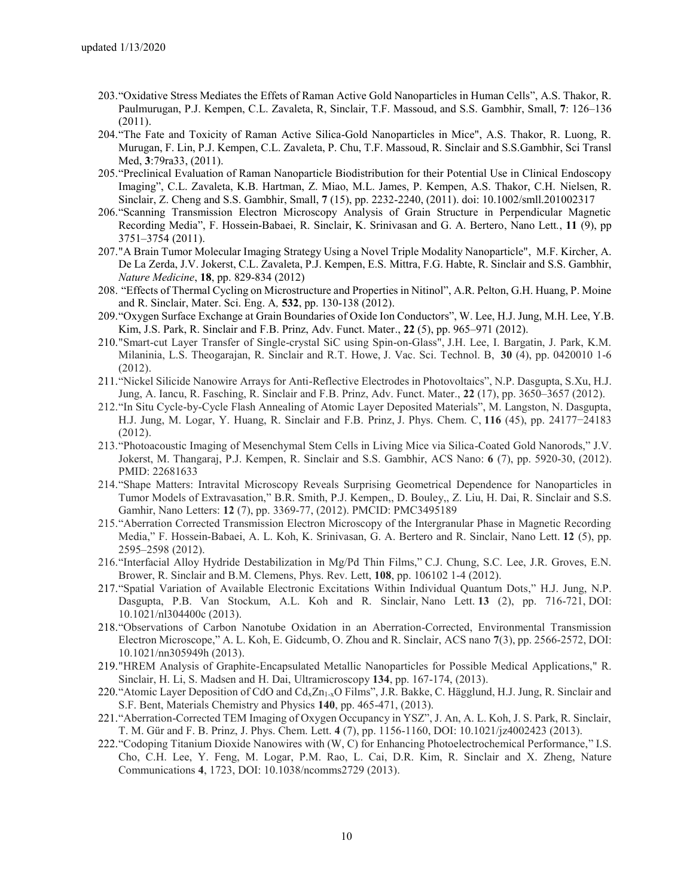203. "Oxidative Stress Mediates the Effets of Raman Active Gold Nanoparticles in Human Cells", A.S. Thakor, R. Paulmurugan, P.J. Kempen, C.L. Zavaleta, R, Sinclair, T.F. Massoud, and S.S. Gambhir, Small, **7**: 126–136 (2011).
204. "The Fate and Toxicity of Raman Active Silica-Gold Nanoparticles in Mice", A.S. Thakor, R. Luong, R. Murugan, F. Lin, P.J. Kempen, C.L. Zavaleta, P. Chu, T.F. Massoud, R. Sinclair and S.S.Gambhir, Sci Transl Med, **3**:79ra33, (2011).
205. "Preclinical Evaluation of Raman Nanoparticle Biodistribution for their Potential Use in Clinical Endoscopy Imaging", C.L. Zavaleta, K.B. Hartman, Z. Miao, M.L. James, P. Kempen, A.S. Thakor, C.H. Nielsen, R. Sinclair, Z. Cheng and S.S. Gambhir, Small, **7** (15), pp. 2232-2240, (2011). doi: 10.1002/smll.201002317
206. "Scanning Transmission Electron Microscopy Analysis of Grain Structure in Perpendicular Magnetic Recording Media", F. Hossein-Babaei, R. Sinclair, K. Srinivasan and G. A. Bertero, Nano Lett., **11** (9), pp 3751–3754 (2011).
207. "A Brain Tumor Molecular Imaging Strategy Using a Novel Triple Modality Nanoparticle", M.F. Kircher, A. De La Zerda, J.V. Jokerst, C.L. Zavaleta, P.J. Kempen, E.S. Mittra, F.G. Habte, R. Sinclair and S.S. Gambhir, *Nature Medicine*, **18**, pp. 829-834 (2012)
208. "Effects of Thermal Cycling on Microstructure and Properties in Nitinol", A.R. Pelton, G.H. Huang, P. Moine and R. Sinclair, Mater. Sci. Eng. A, **532**, pp. 130-138 (2012).
209. "Oxygen Surface Exchange at Grain Boundaries of Oxide Ion Conductors", W. Lee, H.J. Jung, M.H. Lee, Y.B. Kim, J.S. Park, R. Sinclair and F.B. Prinz, Adv. Funct. Mater., **22** (5), pp. 965–971 (2012).
210. "Smart-cut Layer Transfer of Single-crystal SiC using Spin-on-Glass", J.H. Lee, I. Bargatin, J. Park, K.M. Milaninia, L.S. Theogarajan, R. Sinclair and R.T. Howe, J. Vac. Sci. Technol. B, **30** (4), pp. 0420010 1-6 (2012).
211. "Nickel Silicide Nanowire Arrays for Anti-Reflective Electrodes in Photovoltaics", N.P. Dasgupta, S.Xu, H.J. Jung, A. Iancu, R. Fasching, R. Sinclair and F.B. Prinz, Adv. Funct. Mater., **22** (17), pp. 3650–3657 (2012).
212. "In Situ Cycle-by-Cycle Flash Annealing of Atomic Layer Deposited Materials", M. Langston, N. Dasgupta, H.J. Jung, M. Logar, Y. Huang, R. Sinclair and F.B. Prinz, J. Phys. Chem. C, **116** (45), pp. 24177−24183 (2012).
213. "Photoacoustic Imaging of Mesenchymal Stem Cells in Living Mice via Silica-Coated Gold Nanorods," J.V. Jokerst, M. Thangaraj, P.J. Kempen, R. Sinclair and S.S. Gambhir, ACS Nano: **6** (7), pp. 5920-30, (2012). PMID: 22681633
214. "Shape Matters: Intravital Microscopy Reveals Surprising Geometrical Dependence for Nanoparticles in Tumor Models of Extravasation," B.R. Smith, P.J. Kempen,, D. Bouley,, Z. Liu, H. Dai, R. Sinclair and S.S. Gamhir, Nano Letters: **12** (7), pp. 3369-77, (2012). PMCID: PMC3495189
215. "Aberration Corrected Transmission Electron Microscopy of the Intergranular Phase in Magnetic Recording Media," F. Hossein-Babaei, A. L. Koh, K. Srinivasan, G. A. Bertero and R. Sinclair, Nano Lett. **12** (5), pp. 2595–2598 (2012).
216. "Interfacial Alloy Hydride Destabilization in Mg/Pd Thin Films," C.J. Chung, S.C. Lee, J.R. Groves, E.N. Brower, R. Sinclair and B.M. Clemens, Phys. Rev. Lett, **108**, pp. 106102 1-4 (2012).
217. "Spatial Variation of Available Electronic Excitations Within Individual Quantum Dots," H.J. Jung, N.P. Dasgupta, P.B. Van Stockum, A.L. Koh and R. Sinclair, Nano Lett. **13** (2), pp. 716-721, DOI: 10.1021/nl304400c (2013).
218. "Observations of Carbon Nanotube Oxidation in an Aberration-Corrected, Environmental Transmission Electron Microscope," A. L. Koh, E. Gidcumb, O. Zhou and R. Sinclair, ACS nano **7**(3), pp. 2566-2572, DOI: 10.1021/nn305949h (2013).
219. "HREM Analysis of Graphite-Encapsulated Metallic Nanoparticles for Possible Medical Applications," R. Sinclair, H. Li, S. Madsen and H. Dai, Ultramicroscopy **134**, pp. 167-174, (2013).
220. "Atomic Layer Deposition of CdO and $Cd_xZn_{1-x}O$ Films", J.R. Bakke, C. Hägglund, H.J. Jung, R. Sinclair and S.F. Bent, Materials Chemistry and Physics **140**, pp. 465-471, (2013).
221. "Aberration-Corrected TEM Imaging of Oxygen Occupancy in YSZ", J. An, A. L. Koh, J. S. Park, R. Sinclair, T. M. Gür and F. B. Prinz, J. Phys. Chem. Lett. **4** (7), pp. 1156-1160, DOI: 10.1021/jz4002423 (2013).
222. "Codoping Titanium Dioxide Nanowires with (W, C) for Enhancing Photoelectrochemical Performance," I.S. Cho, C.H. Lee, Y. Feng, M. Logar, P.M. Rao, L. Cai, D.R. Kim, R. Sinclair and X. Zheng, Nature Communications **4**, 1723, DOI: 10.1038/ncomms2729 (2013).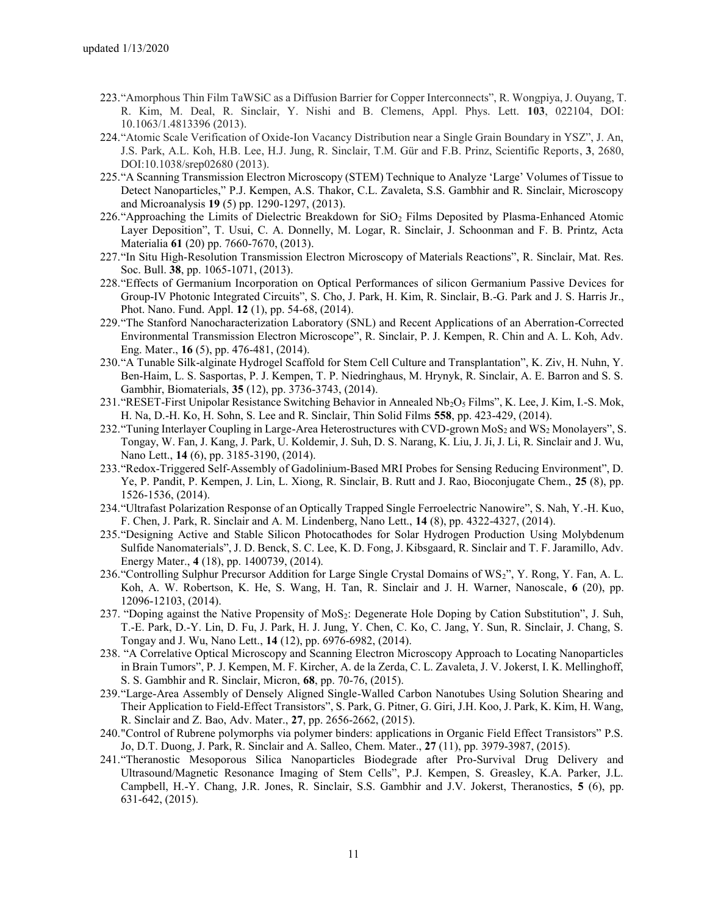223. "Amorphous Thin Film TaWSiC as a Diffusion Barrier for Copper Interconnects", R. Wongpiya, J. Ouyang, T. R. Kim, M. Deal, R. Sinclair, Y. Nishi and B. Clemens, Appl. Phys. Lett. **103**, 022104, DOI: 10.1063/1.4813396 (2013).

224. "Atomic Scale Verification of Oxide-Ion Vacancy Distribution near a Single Grain Boundary in YSZ", J. An, J.S. Park, A.L. Koh, H.B. Lee, H.J. Jung, R. Sinclair, T.M. Gür and F.B. Prinz, Scientific Reports, **3**, 2680, DOI:10.1038/srep02680 (2013).

225. "A Scanning Transmission Electron Microscopy (STEM) Technique to Analyze 'Large' Volumes of Tissue to Detect Nanoparticles," P.J. Kempen, A.S. Thakor, C.L. Zavaleta, S.S. Gambhir and R. Sinclair, Microscopy and Microanalysis **19** (5) pp. 1290-1297, (2013).

226. "Approaching the Limits of Dielectric Breakdown for $SiO_2$ Films Deposited by Plasma-Enhanced Atomic Layer Deposition", T. Usui, C. A. Donnelly, M. Logar, R. Sinclair, J. Schoonman and F. B. Printz, Acta Materialia **61** (20) pp. 7660-7670, (2013).

227. "In Situ High-Resolution Transmission Electron Microscopy of Materials Reactions", R. Sinclair, Mat. Res. Soc. Bull. **38**, pp. 1065-1071, (2013).

228. "Effects of Germanium Incorporation on Optical Performances of silicon Germanium Passive Devices for Group-IV Photonic Integrated Circuits", S. Cho, J. Park, H. Kim, R. Sinclair, B.-G. Park and J. S. Harris Jr., Phot. Nano. Fund. Appl. **12** (1), pp. 54-68, (2014).

229. "The Stanford Nanocharacterization Laboratory (SNL) and Recent Applications of an Aberration-Corrected Environmental Transmission Electron Microscope", R. Sinclair, P. J. Kempen, R. Chin and A. L. Koh, Adv. Eng. Mater., **16** (5), pp. 476-481, (2014).

230. "A Tunable Silk-alginate Hydrogel Scaffold for Stem Cell Culture and Transplantation", K. Ziv, H. Nuhn, Y. Ben-Haim, L. S. Sasportas, P. J. Kempen, T. P. Niedringhaus, M. Hrynyk, R. Sinclair, A. E. Barron and S. S. Gambhir, Biomaterials, **35** (12), pp. 3736-3743, (2014).

231. "RESET-First Unipolar Resistance Switching Behavior in Annealed $Nb_2O_5$ Films", K. Lee, J. Kim, I.-S. Mok, H. Na, D.-H. Ko, H. Sohn, S. Lee and R. Sinclair, Thin Solid Films **558**, pp. 423-429, (2014).

232. "Tuning Interlayer Coupling in Large-Area Heterostructures with CVD-grown $MoS_2$ and $WS_2$ Monolayers", S. Tongay, W. Fan, J. Kang, J. Park, U. Koldemir, J. Suh, D. S. Narang, K. Liu, J. Ji, J. Li, R. Sinclair and J. Wu, Nano Lett., **14** (6), pp. 3185-3190, (2014).

233. "Redox-Triggered Self-Assembly of Gadolinium-Based MRI Probes for Sensing Reducing Environment", D. Ye, P. Pandit, P. Kempen, J. Lin, L. Xiong, R. Sinclair, B. Rutt and J. Rao, Bioconjugate Chem., **25** (8), pp. 1526-1536, (2014).

234. "Ultrafast Polarization Response of an Optically Trapped Single Ferroelectric Nanowire", S. Nah, Y.-H. Kuo, F. Chen, J. Park, R. Sinclair and A. M. Lindenberg, Nano Lett., **14** (8), pp. 4322-4327, (2014).

235. "Designing Active and Stable Silicon Photocathodes for Solar Hydrogen Production Using Molybdenum Sulfide Nanomaterials", J. D. Benck, S. C. Lee, K. D. Fong, J. Kibsgaard, R. Sinclair and T. F. Jaramillo, Adv. Energy Mater., **4** (18), pp. 1400739, (2014).

236. "Controlling Sulphur Precursor Addition for Large Single Crystal Domains of $WS_2$", Y. Rong, Y. Fan, A. L. Koh, A. W. Robertson, K. He, S. Wang, H. Tan, R. Sinclair and J. H. Warner, Nanoscale, **6** (20), pp. 12096-12103, (2014).

237. "Doping against the Native Propensity of $MoS_2$: Degenerate Hole Doping by Cation Substitution", J. Suh, T.-E. Park, D.-Y. Lin, D. Fu, J. Park, H. J. Jung, Y. Chen, C. Ko, C. Jang, Y. Sun, R. Sinclair, J. Chang, S. Tongay and J. Wu, Nano Lett., **14** (12), pp. 6976-6982, (2014).

238. "A Correlative Optical Microscopy and Scanning Electron Microscopy Approach to Locating Nanoparticles in Brain Tumors", P. J. Kempen, M. F. Kircher, A. de la Zerda, C. L. Zavaleta, J. V. Jokerst, I. K. Mellinghoff, S. S. Gambhir and R. Sinclair, Micron, **68**, pp. 70-76, (2015).

239. "Large-Area Assembly of Densely Aligned Single-Walled Carbon Nanotubes Using Solution Shearing and Their Application to Field-Effect Transistors", S. Park, G. Pitner, G. Giri, J.H. Koo, J. Park, K. Kim, H. Wang, R. Sinclair and Z. Bao, Adv. Mater., **27**, pp. 2656-2662, (2015).

240. "Control of Rubrene polymorphs via polymer binders: applications in Organic Field Effect Transistors" P.S. Jo, D.T. Duong, J. Park, R. Sinclair and A. Salleo, Chem. Mater., **27** (11), pp. 3979-3987, (2015).

241. "Theranostic Mesoporous Silica Nanoparticles Biodegrade after Pro-Survival Drug Delivery and Ultrasound/Magnetic Resonance Imaging of Stem Cells", P.J. Kempen, S. Greasley, K.A. Parker, J.L. Campbell, H.-Y. Chang, J.R. Jones, R. Sinclair, S.S. Gambhir and J.V. Jokerst, Theranostics, **5** (6), pp. 631-642, (2015).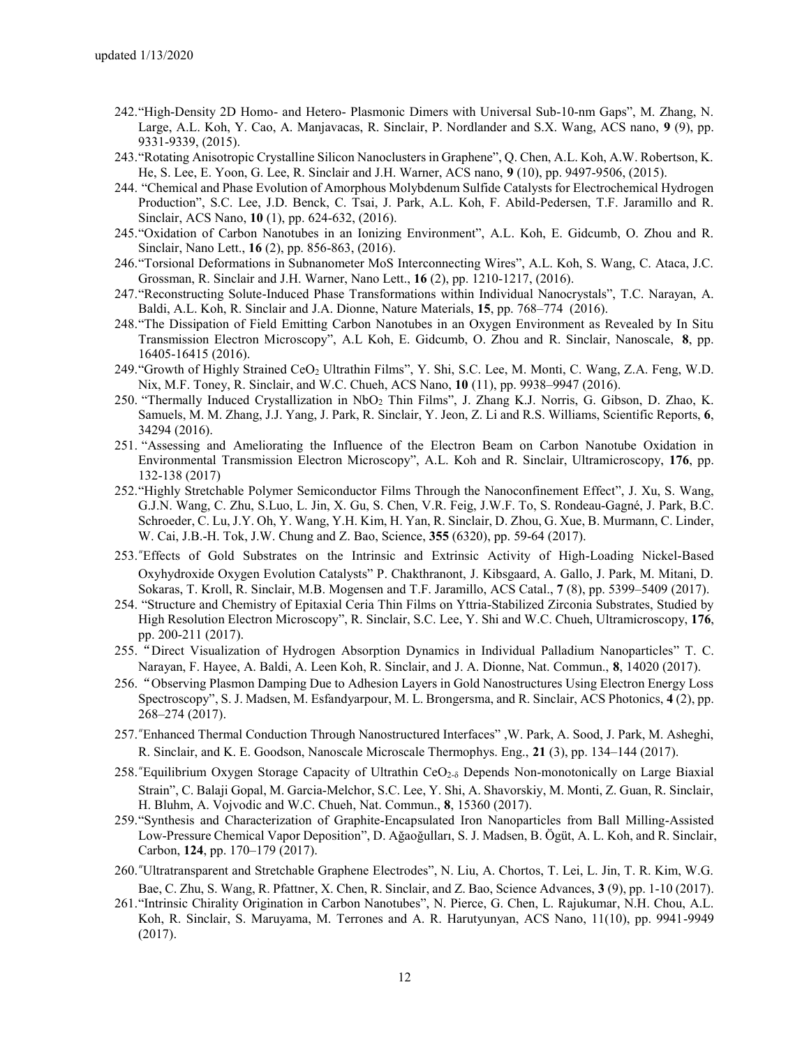242. "High-Density 2D Homo- and Hetero- Plasmonic Dimers with Universal Sub-10-nm Gaps", M. Zhang, N. Large, A.L. Koh, Y. Cao, A. Manjavacas, R. Sinclair, P. Nordlander and S.X. Wang, ACS nano, **9** (9), pp. 9331-9339, (2015).
243. "Rotating Anisotropic Crystalline Silicon Nanoclusters in Graphene", Q. Chen, A.L. Koh, A.W. Robertson, K. He, S. Lee, E. Yoon, G. Lee, R. Sinclair and J.H. Warner, ACS nano, **9** (10), pp. 9497-9506, (2015).
244. "Chemical and Phase Evolution of Amorphous Molybdenum Sulfide Catalysts for Electrochemical Hydrogen Production", S.C. Lee, J.D. Benck, C. Tsai, J. Park, A.L. Koh, F. Abild-Pedersen, T.F. Jaramillo and R. Sinclair, ACS Nano, **10** (1), pp. 624-632, (2016).
245. "Oxidation of Carbon Nanotubes in an Ionizing Environment", A.L. Koh, E. Gidcumb, O. Zhou and R. Sinclair, Nano Lett., **16** (2), pp. 856-863, (2016).
246. "Torsional Deformations in Subnanometer MoS Interconnecting Wires", A.L. Koh, S. Wang, C. Ataca, J.C. Grossman, R. Sinclair and J.H. Warner, Nano Lett., **16** (2), pp. 1210-1217, (2016).
247. "Reconstructing Solute-Induced Phase Transformations within Individual Nanocrystals", T.C. Narayan, A. Baldi, A.L. Koh, R. Sinclair and J.A. Dionne, Nature Materials, **15**, pp. 768–774 (2016).
248. "The Dissipation of Field Emitting Carbon Nanotubes in an Oxygen Environment as Revealed by In Situ Transmission Electron Microscopy", A.L Koh, E. Gidcumb, O. Zhou and R. Sinclair, Nanoscale, **8**, pp. 16405-16415 (2016).
249. "Growth of Highly Strained $CeO_2$ Ultrathin Films", Y. Shi, S.C. Lee, M. Monti, C. Wang, Z.A. Feng, W.D. Nix, M.F. Toney, R. Sinclair, and W.C. Chueh, ACS Nano, **10** (11), pp. 9938–9947 (2016).
250. "Thermally Induced Crystallization in $NbO_2$ Thin Films", J. Zhang K.J. Norris, G. Gibson, D. Zhao, K. Samuels, M. M. Zhang, J.J. Yang, J. Park, R. Sinclair, Y. Jeon, Z. Li and R.S. Williams, Scientific Reports, **6**, 34294 (2016).
251. "Assessing and Ameliorating the Influence of the Electron Beam on Carbon Nanotube Oxidation in Environmental Transmission Electron Microscopy", A.L. Koh and R. Sinclair, Ultramicroscopy, **176**, pp. 132-138 (2017)
252. "Highly Stretchable Polymer Semiconductor Films Through the Nanoconfinement Effect", J. Xu, S. Wang, G.J.N. Wang, C. Zhu, S.Luo, L. Jin, X. Gu, S. Chen, V.R. Feig, J.W.F. To, S. Rondeau-Gagné, J. Park, B.C. Schroeder, C. Lu, J.Y. Oh, Y. Wang, Y.H. Kim, H. Yan, R. Sinclair, D. Zhou, G. Xue, B. Murmann, C. Linder, W. Cai, J.B.-H. Tok, J.W. Chung and Z. Bao, Science, **355** (6320), pp. 59-64 (2017).
253. "Effects of Gold Substrates on the Intrinsic and Extrinsic Activity of High-Loading Nickel-Based Oxyhydroxide Oxygen Evolution Catalysts" P. Chakthranont, J. Kibsgaard, A. Gallo, J. Park, M. Mitani, D. Sokaras, T. Kroll, R. Sinclair, M.B. Mogensen and T.F. Jaramillo, ACS Catal., **7** (8), pp. 5399–5409 (2017).
254. "Structure and Chemistry of Epitaxial Ceria Thin Films on Yttria-Stabilized Zirconia Substrates, Studied by High Resolution Electron Microscopy", R. Sinclair, S.C. Lee, Y. Shi and W.C. Chueh, Ultramicroscopy, **176**, pp. 200-211 (2017).
255. "Direct Visualization of Hydrogen Absorption Dynamics in Individual Palladium Nanoparticles" T. C. Narayan, F. Hayee, A. Baldi, A. Leen Koh, R. Sinclair, and J. A. Dionne, Nat. Commun., **8**, 14020 (2017).
256. "Observing Plasmon Damping Due to Adhesion Layers in Gold Nanostructures Using Electron Energy Loss Spectroscopy", S. J. Madsen, M. Esfandyarpour, M. L. Brongersma, and R. Sinclair, ACS Photonics, **4** (2), pp. 268–274 (2017).
257. "Enhanced Thermal Conduction Through Nanostructured Interfaces" ,W. Park, A. Sood, J. Park, M. Asheghi, R. Sinclair, and K. E. Goodson, Nanoscale Microscale Thermophys. Eng., **21** (3), pp. 134–144 (2017).
258. "Equilibrium Oxygen Storage Capacity of Ultrathin $CeO_{2-\delta}$ Depends Non-monotonically on Large Biaxial Strain", C. Balaji Gopal, M. Garcia-Melchor, S.C. Lee, Y. Shi, A. Shavorskiy, M. Monti, Z. Guan, R. Sinclair, H. Bluhm, A. Vojvodic and W.C. Chueh, Nat. Commun., **8**, 15360 (2017).
259. "Synthesis and Characterization of Graphite-Encapsulated Iron Nanoparticles from Ball Milling-Assisted Low-Pressure Chemical Vapor Deposition", D. Ağaoğulları, S. J. Madsen, B. Ögüt, A. L. Koh, and R. Sinclair, Carbon, **124**, pp. 170–179 (2017).
260. "Ultratransparent and Stretchable Graphene Electrodes", N. Liu, A. Chortos, T. Lei, L. Jin, T. R. Kim, W.G. Bae, C. Zhu, S. Wang, R. Pfattner, X. Chen, R. Sinclair, and Z. Bao, Science Advances, **3** (9), pp. 1-10 (2017).
261. "Intrinsic Chirality Origination in Carbon Nanotubes", N. Pierce, G. Chen, L. Rajukumar, N.H. Chou, A.L. Koh, R. Sinclair, S. Maruyama, M. Terrones and A. R. Harutyunyan, ACS Nano, 11(10), pp. 9941-9949 (2017).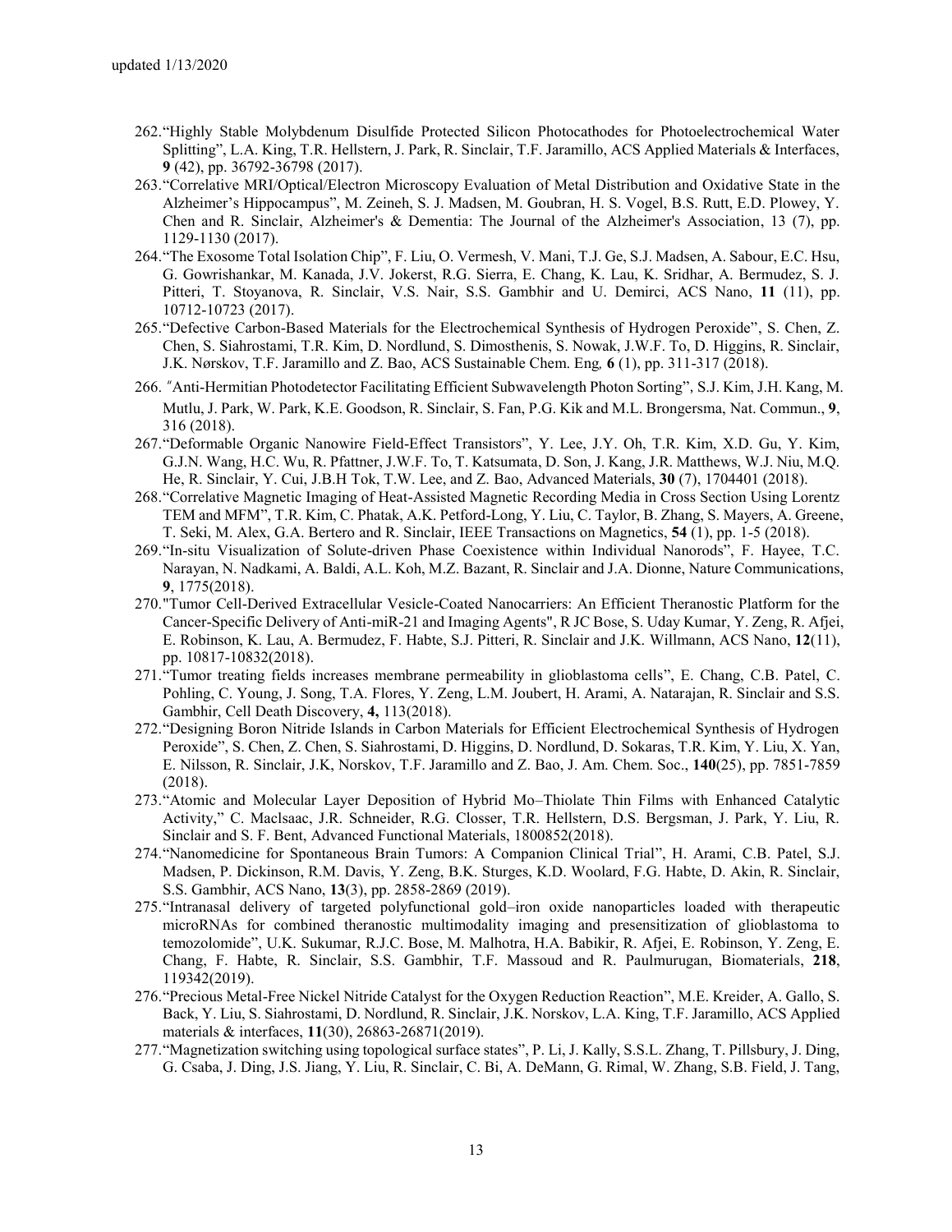262. "Highly Stable Molybdenum Disulfide Protected Silicon Photocathodes for Photoelectrochemical Water Splitting", L.A. King, T.R. Hellstern, J. Park, R. Sinclair, T.F. Jaramillo, ACS Applied Materials & Interfaces, **9** (42), pp. 36792-36798 (2017).
263. "Correlative MRI/Optical/Electron Microscopy Evaluation of Metal Distribution and Oxidative State in the Alzheimer's Hippocampus", M. Zeineh, S. J. Madsen, M. Goubran, H. S. Vogel, B.S. Rutt, E.D. Plowey, Y. Chen and R. Sinclair, Alzheimer's & Dementia: The Journal of the Alzheimer's Association, 13 (7), pp. 1129-1130 (2017).
264. "The Exosome Total Isolation Chip", F. Liu, O. Vermesh, V. Mani, T.J. Ge, S.J. Madsen, A. Sabour, E.C. Hsu, G. Gowrishankar, M. Kanada, J.V. Jokerst, R.G. Sierra, E. Chang, K. Lau, K. Sridhar, A. Bermudez, S. J. Pitteri, T. Stoyanova, R. Sinclair, V.S. Nair, S.S. Gambhir and U. Demirci, ACS Nano, **11** (11), pp. 10712-10723 (2017).
265. "Defective Carbon-Based Materials for the Electrochemical Synthesis of Hydrogen Peroxide", S. Chen, Z. Chen, S. Siahrostami, T.R. Kim, D. Nordlund, S. Dimosthenis, S. Nowak, J.W.F. To, D. Higgins, R. Sinclair, J.K. Nørskov, T.F. Jaramillo and Z. Bao, ACS Sustainable Chem. Eng, **6** (1), pp. 311-317 (2018).
266. "Anti-Hermitian Photodetector Facilitating Efficient Subwavelength Photon Sorting", S.J. Kim, J.H. Kang, M. Mutlu, J. Park, W. Park, K.E. Goodson, R. Sinclair, S. Fan, P.G. Kik and M.L. Brongersma, Nat. Commun., **9**, 316 (2018).
267. "Deformable Organic Nanowire Field-Effect Transistors", Y. Lee, J.Y. Oh, T.R. Kim, X.D. Gu, Y. Kim, G.J.N. Wang, H.C. Wu, R. Pfattner, J.W.F. To, T. Katsumata, D. Son, J. Kang, J.R. Matthews, W.J. Niu, M.Q. He, R. Sinclair, Y. Cui, J.B.H Tok, T.W. Lee, and Z. Bao, Advanced Materials, **30** (7), 1704401 (2018).
268. "Correlative Magnetic Imaging of Heat-Assisted Magnetic Recording Media in Cross Section Using Lorentz TEM and MFM", T.R. Kim, C. Phatak, A.K. Petford-Long, Y. Liu, C. Taylor, B. Zhang, S. Mayers, A. Greene, T. Seki, M. Alex, G.A. Bertero and R. Sinclair, IEEE Transactions on Magnetics, **54** (1), pp. 1-5 (2018).
269. "In-situ Visualization of Solute-driven Phase Coexistence within Individual Nanorods", F. Hayee, T.C. Narayan, N. Nadkami, A. Baldi, A.L. Koh, M.Z. Bazant, R. Sinclair and J.A. Dionne, Nature Communications, **9**, 1775(2018).
270. "Tumor Cell-Derived Extracellular Vesicle-Coated Nanocarriers: An Efficient Theranostic Platform for the Cancer-Specific Delivery of Anti-miR-21 and Imaging Agents", R JC Bose, S. Uday Kumar, Y. Zeng, R. Afjei, E. Robinson, K. Lau, A. Bermudez, F. Habte, S.J. Pitteri, R. Sinclair and J.K. Willmann, ACS Nano, **12**(11), pp. 10817-10832(2018).
271. "Tumor treating fields increases membrane permeability in glioblastoma cells", E. Chang, C.B. Patel, C. Pohling, C. Young, J. Song, T.A. Flores, Y. Zeng, L.M. Joubert, H. Arami, A. Natarajan, R. Sinclair and S.S. Gambhir, Cell Death Discovery, **4,** 113(2018).
272. "Designing Boron Nitride Islands in Carbon Materials for Efficient Electrochemical Synthesis of Hydrogen Peroxide", S. Chen, Z. Chen, S. Siahrostami, D. Higgins, D. Nordlund, D. Sokaras, T.R. Kim, Y. Liu, X. Yan, E. Nilsson, R. Sinclair, J.K, Norskov, T.F. Jaramillo and Z. Bao, J. Am. Chem. Soc., **140**(25), pp. 7851-7859 (2018).
273. "Atomic and Molecular Layer Deposition of Hybrid Mo–Thiolate Thin Films with Enhanced Catalytic Activity," C. MacIsaac, J.R. Schneider, R.G. Closser, T.R. Hellstern, D.S. Bergsman, J. Park, Y. Liu, R. Sinclair and S. F. Bent, Advanced Functional Materials, 1800852(2018).
274. "Nanomedicine for Spontaneous Brain Tumors: A Companion Clinical Trial", H. Arami, C.B. Patel, S.J. Madsen, P. Dickinson, R.M. Davis, Y. Zeng, B.K. Sturges, K.D. Woolard, F.G. Habte, D. Akin, R. Sinclair, S.S. Gambhir, ACS Nano, **13**(3), pp. 2858-2869 (2019).
275. "Intranasal delivery of targeted polyfunctional gold–iron oxide nanoparticles loaded with therapeutic microRNAs for combined theranostic multimodality imaging and presensitization of glioblastoma to temozolomide", U.K. Sukumar, R.J.C. Bose, M. Malhotra, H.A. Babikir, R. Afjei, E. Robinson, Y. Zeng, E. Chang, F. Habte, R. Sinclair, S.S. Gambhir, T.F. Massoud and R. Paulmurugan, Biomaterials, **218**, 119342(2019).
276. "Precious Metal-Free Nickel Nitride Catalyst for the Oxygen Reduction Reaction", M.E. Kreider, A. Gallo, S. Back, Y. Liu, S. Siahrostami, D. Nordlund, R. Sinclair, J.K. Norskov, L.A. King, T.F. Jaramillo, ACS Applied materials & interfaces, **11**(30), 26863-26871(2019).
277. "Magnetization switching using topological surface states", P. Li, J. Kally, S.S.L. Zhang, T. Pillsbury, J. Ding, G. Csaba, J. Ding, J.S. Jiang, Y. Liu, R. Sinclair, C. Bi, A. DeMann, G. Rimal, W. Zhang, S.B. Field, J. Tang,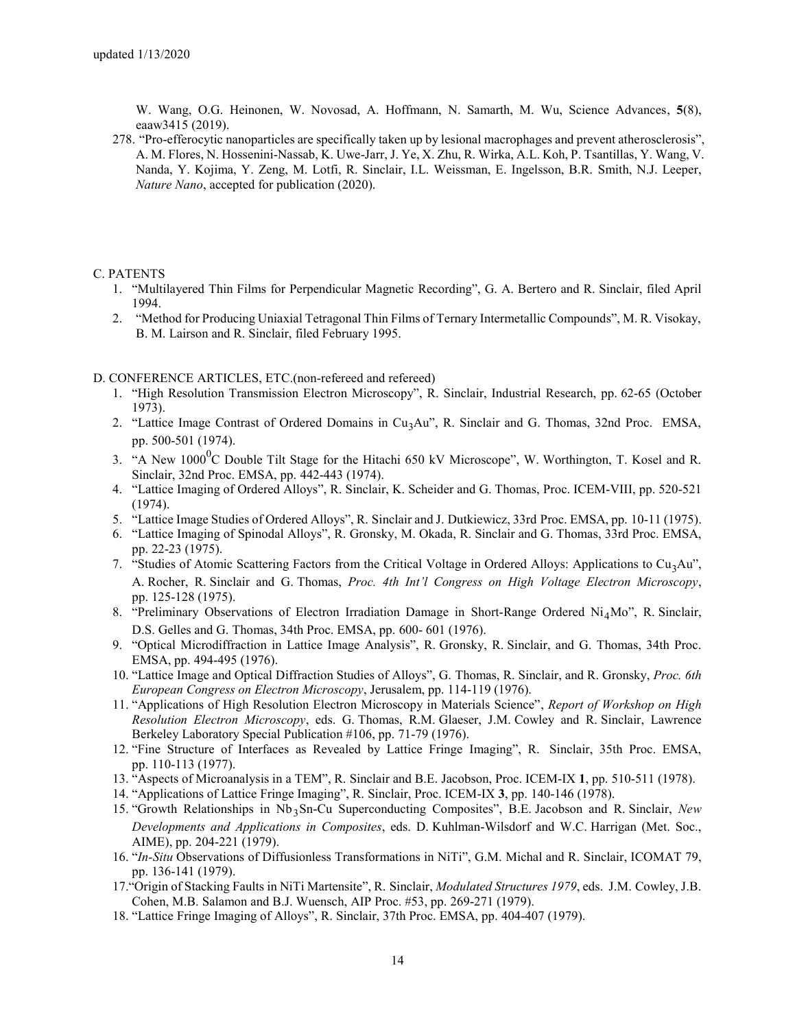W. Wang, O.G. Heinonen, W. Novosad, A. Hoffmann, N. Samarth, M. Wu, Science Advances, **5**(8), eaaw3415 (2019).

278. "Pro-efferocytic nanoparticles are specifically taken up by lesional macrophages and prevent atherosclerosis", A. M. Flores, N. Hossenini-Nassab, K. Uwe-Jarr, J. Ye, X. Zhu, R. Wirka, A.L. Koh, P. Tsantillas, Y. Wang, V. Nanda, Y. Kojima, Y. Zeng, M. Lotfi, R. Sinclair, I.L. Weissman, E. Ingelsson, B.R. Smith, N.J. Leeper, *Nature Nano*, accepted for publication (2020).

C. PATENTS

1. "Multilayered Thin Films for Perpendicular Magnetic Recording", G. A. Bertero and R. Sinclair, filed April 1994.
2. "Method for Producing Uniaxial Tetragonal Thin Films of Ternary Intermetallic Compounds", M. R. Visokay, B. M. Lairson and R. Sinclair, filed February 1995.

D. CONFERENCE ARTICLES, ETC.(non-refereed and refereed)

1. "High Resolution Transmission Electron Microscopy", R. Sinclair, Industrial Research, pp. 62-65 (October 1973).
2. "Lattice Image Contrast of Ordered Domains in $Cu_3Au$", R. Sinclair and G. Thomas, 32nd Proc. EMSA, pp. 500-501 (1974).
3. "A New $1000^0$C Double Tilt Stage for the Hitachi 650 kV Microscope", W. Worthington, T. Kosel and R. Sinclair, 32nd Proc. EMSA, pp. 442-443 (1974).
4. "Lattice Imaging of Ordered Alloys", R. Sinclair, K. Scheider and G. Thomas, Proc. ICEM-VIII, pp. 520-521 (1974).
5. "Lattice Image Studies of Ordered Alloys", R. Sinclair and J. Dutkiewicz, 33rd Proc. EMSA, pp. 10-11 (1975).
6. "Lattice Imaging of Spinodal Alloys", R. Gronsky, M. Okada, R. Sinclair and G. Thomas, 33rd Proc. EMSA, pp. 22-23 (1975).
7. "Studies of Atomic Scattering Factors from the Critical Voltage in Ordered Alloys: Applications to $Cu_3Au$", A. Rocher, R. Sinclair and G. Thomas, *Proc. 4th Int'l Congress on High Voltage Electron Microscopy*, pp. 125-128 (1975).
8. "Preliminary Observations of Electron Irradiation Damage in Short-Range Ordered $Ni_4Mo$", R. Sinclair, D.S. Gelles and G. Thomas, 34th Proc. EMSA, pp. 600- 601 (1976).
9. "Optical Microdiffraction in Lattice Image Analysis", R. Gronsky, R. Sinclair, and G. Thomas, 34th Proc. EMSA, pp. 494-495 (1976).
10. "Lattice Image and Optical Diffraction Studies of Alloys", G. Thomas, R. Sinclair, and R. Gronsky, *Proc. 6th European Congress on Electron Microscopy*, Jerusalem, pp. 114-119 (1976).
11. "Applications of High Resolution Electron Microscopy in Materials Science", *Report of Workshop on High Resolution Electron Microscopy*, eds. G. Thomas, R.M. Glaeser, J.M. Cowley and R. Sinclair, Lawrence Berkeley Laboratory Special Publication #106, pp. 71-79 (1976).
12. "Fine Structure of Interfaces as Revealed by Lattice Fringe Imaging", R. Sinclair, 35th Proc. EMSA, pp. 110-113 (1977).
13. "Aspects of Microanalysis in a TEM", R. Sinclair and B.E. Jacobson, Proc. ICEM-IX **1**, pp. 510-511 (1978).
14. "Applications of Lattice Fringe Imaging", R. Sinclair, Proc. ICEM-IX **3**, pp. 140-146 (1978).
15. "Growth Relationships in $Nb_3Sn$-Cu Superconducting Composites", B.E. Jacobson and R. Sinclair, *New Developments and Applications in Composites*, eds. D. Kuhlman-Wilsdorf and W.C. Harrigan (Met. Soc., AIME), pp. 204-221 (1979).
16. "*In-Situ* Observations of Diffusionless Transformations in NiTi", G.M. Michal and R. Sinclair, ICOMAT 79, pp. 136-141 (1979).
17. "Origin of Stacking Faults in NiTi Martensite", R. Sinclair, *Modulated Structures 1979*, eds. J.M. Cowley, J.B. Cohen, M.B. Salamon and B.J. Wuensch, AIP Proc. #53, pp. 269-271 (1979).
18. "Lattice Fringe Imaging of Alloys", R. Sinclair, 37th Proc. EMSA, pp. 404-407 (1979).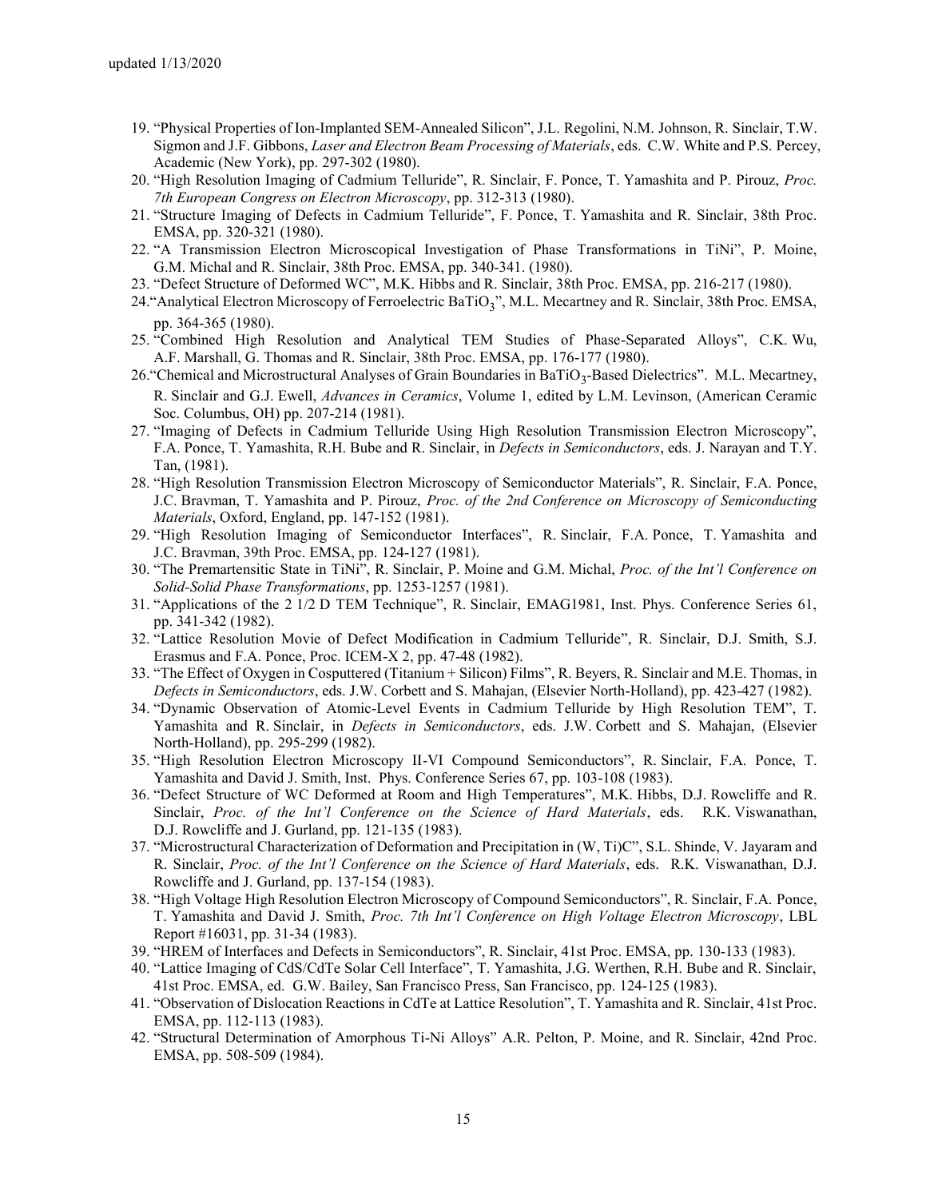19. "Physical Properties of Ion-Implanted SEM-Annealed Silicon", J.L. Regolini, N.M. Johnson, R. Sinclair, T.W. Sigmon and J.F. Gibbons, *Laser and Electron Beam Processing of Materials*, eds. C.W. White and P.S. Percey, Academic (New York), pp. 297-302 (1980).
20. "High Resolution Imaging of Cadmium Telluride", R. Sinclair, F. Ponce, T. Yamashita and P. Pirouz, *Proc. 7th European Congress on Electron Microscopy*, pp. 312-313 (1980).
21. "Structure Imaging of Defects in Cadmium Telluride", F. Ponce, T. Yamashita and R. Sinclair, 38th Proc. EMSA, pp. 320-321 (1980).
22. "A Transmission Electron Microscopical Investigation of Phase Transformations in TiNi", P. Moine, G.M. Michal and R. Sinclair, 38th Proc. EMSA, pp. 340-341. (1980).
23. "Defect Structure of Deformed WC", M.K. Hibbs and R. Sinclair, 38th Proc. EMSA, pp. 216-217 (1980).
24. "Analytical Electron Microscopy of Ferroelectric $BaTiO_3$", M.L. Mecartney and R. Sinclair, 38th Proc. EMSA, pp. 364-365 (1980).
25. "Combined High Resolution and Analytical TEM Studies of Phase-Separated Alloys", C.K. Wu, A.F. Marshall, G. Thomas and R. Sinclair, 38th Proc. EMSA, pp. 176-177 (1980).
26. "Chemical and Microstructural Analyses of Grain Boundaries in $BaTiO_3$-Based Dielectrics". M.L. Mecartney, R. Sinclair and G.J. Ewell, *Advances in Ceramics*, Volume 1, edited by L.M. Levinson, (American Ceramic Soc. Columbus, OH) pp. 207-214 (1981).
27. "Imaging of Defects in Cadmium Telluride Using High Resolution Transmission Electron Microscopy", F.A. Ponce, T. Yamashita, R.H. Bube and R. Sinclair, in *Defects in Semiconductors*, eds. J. Narayan and T.Y. Tan, (1981).
28. "High Resolution Transmission Electron Microscopy of Semiconductor Materials", R. Sinclair, F.A. Ponce, J.C. Bravman, T. Yamashita and P. Pirouz, *Proc. of the 2nd Conference on Microscopy of Semiconducting Materials*, Oxford, England, pp. 147-152 (1981).
29. "High Resolution Imaging of Semiconductor Interfaces", R. Sinclair, F.A. Ponce, T. Yamashita and J.C. Bravman, 39th Proc. EMSA, pp. 124-127 (1981).
30. "The Premartensitic State in TiNi", R. Sinclair, P. Moine and G.M. Michal, *Proc. of the Int'l Conference on Solid-Solid Phase Transformations*, pp. 1253-1257 (1981).
31. "Applications of the 2 1/2 D TEM Technique", R. Sinclair, EMAG1981, Inst. Phys. Conference Series 61, pp. 341-342 (1982).
32. "Lattice Resolution Movie of Defect Modification in Cadmium Telluride", R. Sinclair, D.J. Smith, S.J. Erasmus and F.A. Ponce, Proc. ICEM-X 2, pp. 47-48 (1982).
33. "The Effect of Oxygen in Cosputtered (Titanium + Silicon) Films", R. Beyers, R. Sinclair and M.E. Thomas, in *Defects in Semiconductors*, eds. J.W. Corbett and S. Mahajan, (Elsevier North-Holland), pp. 423-427 (1982).
34. "Dynamic Observation of Atomic-Level Events in Cadmium Telluride by High Resolution TEM", T. Yamashita and R. Sinclair, in *Defects in Semiconductors*, eds. J.W. Corbett and S. Mahajan, (Elsevier North-Holland), pp. 295-299 (1982).
35. "High Resolution Electron Microscopy II-VI Compound Semiconductors", R. Sinclair, F.A. Ponce, T. Yamashita and David J. Smith, Inst. Phys. Conference Series 67, pp. 103-108 (1983).
36. "Defect Structure of WC Deformed at Room and High Temperatures", M.K. Hibbs, D.J. Rowcliffe and R. Sinclair, *Proc. of the Int'l Conference on the Science of Hard Materials*, eds. R.K. Viswanathan, D.J. Rowcliffe and J. Gurland, pp. 121-135 (1983).
37. "Microstructural Characterization of Deformation and Precipitation in (W, Ti)C", S.L. Shinde, V. Jayaram and R. Sinclair, *Proc. of the Int'l Conference on the Science of Hard Materials*, eds. R.K. Viswanathan, D.J. Rowcliffe and J. Gurland, pp. 137-154 (1983).
38. "High Voltage High Resolution Electron Microscopy of Compound Semiconductors", R. Sinclair, F.A. Ponce, T. Yamashita and David J. Smith, *Proc. 7th Int'l Conference on High Voltage Electron Microscopy*, LBL Report #16031, pp. 31-34 (1983).
39. "HREM of Interfaces and Defects in Semiconductors", R. Sinclair, 41st Proc. EMSA, pp. 130-133 (1983).
40. "Lattice Imaging of CdS/CdTe Solar Cell Interface", T. Yamashita, J.G. Werthen, R.H. Bube and R. Sinclair, 41st Proc. EMSA, ed. G.W. Bailey, San Francisco Press, San Francisco, pp. 124-125 (1983).
41. "Observation of Dislocation Reactions in CdTe at Lattice Resolution", T. Yamashita and R. Sinclair, 41st Proc. EMSA, pp. 112-113 (1983).
42. "Structural Determination of Amorphous Ti-Ni Alloys" A.R. Pelton, P. Moine, and R. Sinclair, 42nd Proc. EMSA, pp. 508-509 (1984).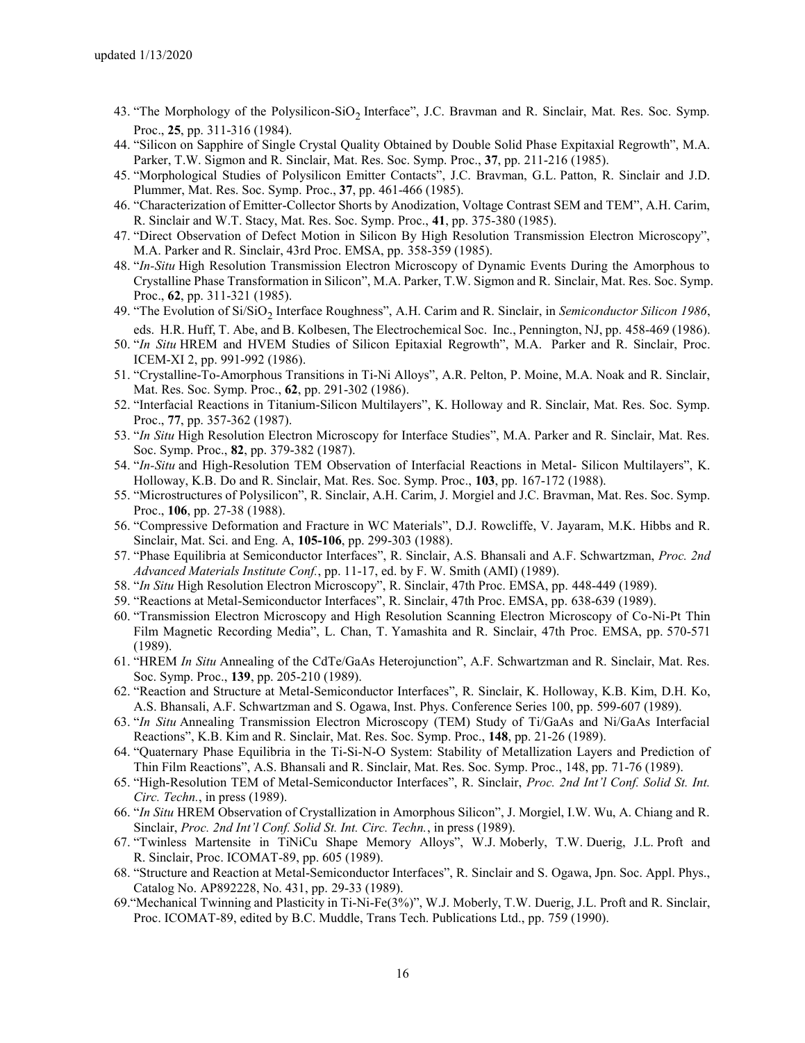43. "The Morphology of the Polysilicon-$SiO_2$ Interface", J.C. Bravman and R. Sinclair, Mat. Res. Soc. Symp. Proc., **25**, pp. 311-316 (1984).
44. "Silicon on Sapphire of Single Crystal Quality Obtained by Double Solid Phase Expitaxial Regrowth", M.A. Parker, T.W. Sigmon and R. Sinclair, Mat. Res. Soc. Symp. Proc., **37**, pp. 211-216 (1985).
45. "Morphological Studies of Polysilicon Emitter Contacts", J.C. Bravman, G.L. Patton, R. Sinclair and J.D. Plummer, Mat. Res. Soc. Symp. Proc., **37**, pp. 461-466 (1985).
46. "Characterization of Emitter-Collector Shorts by Anodization, Voltage Contrast SEM and TEM", A.H. Carim, R. Sinclair and W.T. Stacy, Mat. Res. Soc. Symp. Proc., **41**, pp. 375-380 (1985).
47. "Direct Observation of Defect Motion in Silicon By High Resolution Transmission Electron Microscopy", M.A. Parker and R. Sinclair, 43rd Proc. EMSA, pp. 358-359 (1985).
48. "*In-Situ* High Resolution Transmission Electron Microscopy of Dynamic Events During the Amorphous to Crystalline Phase Transformation in Silicon", M.A. Parker, T.W. Sigmon and R. Sinclair, Mat. Res. Soc. Symp. Proc., **62**, pp. 311-321 (1985).
49. "The Evolution of Si/$SiO_2$ Interface Roughness", A.H. Carim and R. Sinclair, in *Semiconductor Silicon 1986*, eds. H.R. Huff, T. Abe, and B. Kolbesen, The Electrochemical Soc. Inc., Pennington, NJ, pp. 458-469 (1986).
50. "*In Situ* HREM and HVEM Studies of Silicon Epitaxial Regrowth", M.A. Parker and R. Sinclair, Proc. ICEM-XI 2, pp. 991-992 (1986).
51. "Crystalline-To-Amorphous Transitions in Ti-Ni Alloys", A.R. Pelton, P. Moine, M.A. Noak and R. Sinclair, Mat. Res. Soc. Symp. Proc., **62**, pp. 291-302 (1986).
52. "Interfacial Reactions in Titanium-Silicon Multilayers", K. Holloway and R. Sinclair, Mat. Res. Soc. Symp. Proc., **77**, pp. 357-362 (1987).
53. "*In Situ* High Resolution Electron Microscopy for Interface Studies", M.A. Parker and R. Sinclair, Mat. Res. Soc. Symp. Proc., **82**, pp. 379-382 (1987).
54. "*In-Situ* and High-Resolution TEM Observation of Interfacial Reactions in Metal- Silicon Multilayers", K. Holloway, K.B. Do and R. Sinclair, Mat. Res. Soc. Symp. Proc., **103**, pp. 167-172 (1988).
55. "Microstructures of Polysilicon", R. Sinclair, A.H. Carim, J. Morgiel and J.C. Bravman, Mat. Res. Soc. Symp. Proc., **106**, pp. 27-38 (1988).
56. "Compressive Deformation and Fracture in WC Materials", D.J. Rowcliffe, V. Jayaram, M.K. Hibbs and R. Sinclair, Mat. Sci. and Eng. A, **105-106**, pp. 299-303 (1988).
57. "Phase Equilibria at Semiconductor Interfaces", R. Sinclair, A.S. Bhansali and A.F. Schwartzman, *Proc. 2nd Advanced Materials Institute Conf.*, pp. 11-17, ed. by F. W. Smith (AMI) (1989).
58. "*In Situ* High Resolution Electron Microscopy", R. Sinclair, 47th Proc. EMSA, pp. 448-449 (1989).
59. "Reactions at Metal-Semiconductor Interfaces", R. Sinclair, 47th Proc. EMSA, pp. 638-639 (1989).
60. "Transmission Electron Microscopy and High Resolution Scanning Electron Microscopy of Co-Ni-Pt Thin Film Magnetic Recording Media", L. Chan, T. Yamashita and R. Sinclair, 47th Proc. EMSA, pp. 570-571 (1989).
61. "HREM *In Situ* Annealing of the CdTe/GaAs Heterojunction", A.F. Schwartzman and R. Sinclair, Mat. Res. Soc. Symp. Proc., **139**, pp. 205-210 (1989).
62. "Reaction and Structure at Metal-Semiconductor Interfaces", R. Sinclair, K. Holloway, K.B. Kim, D.H. Ko, A.S. Bhansali, A.F. Schwartzman and S. Ogawa, Inst. Phys. Conference Series 100, pp. 599-607 (1989).
63. "*In Situ* Annealing Transmission Electron Microscopy (TEM) Study of Ti/GaAs and Ni/GaAs Interfacial Reactions", K.B. Kim and R. Sinclair, Mat. Res. Soc. Symp. Proc., **148**, pp. 21-26 (1989).
64. "Quaternary Phase Equilibria in the Ti-Si-N-O System: Stability of Metallization Layers and Prediction of Thin Film Reactions", A.S. Bhansali and R. Sinclair, Mat. Res. Soc. Symp. Proc., 148, pp. 71-76 (1989).
65. "High-Resolution TEM of Metal-Semiconductor Interfaces", R. Sinclair, *Proc. 2nd Int'l Conf. Solid St. Int. Circ. Techn.*, in press (1989).
66. "*In Situ* HREM Observation of Crystallization in Amorphous Silicon", J. Morgiel, I.W. Wu, A. Chiang and R. Sinclair, *Proc. 2nd Int'l Conf. Solid St. Int. Circ. Techn.*, in press (1989).
67. "Twinless Martensite in TiNiCu Shape Memory Alloys", W.J. Moberly, T.W. Duerig, J.L. Proft and R. Sinclair, Proc. ICOMAT-89, pp. 605 (1989).
68. "Structure and Reaction at Metal-Semiconductor Interfaces", R. Sinclair and S. Ogawa, Jpn. Soc. Appl. Phys., Catalog No. AP892228, No. 431, pp. 29-33 (1989).
69. "Mechanical Twinning and Plasticity in Ti-Ni-Fe(3%)", W.J. Moberly, T.W. Duerig, J.L. Proft and R. Sinclair, Proc. ICOMAT-89, edited by B.C. Muddle, Trans Tech. Publications Ltd., pp. 759 (1990).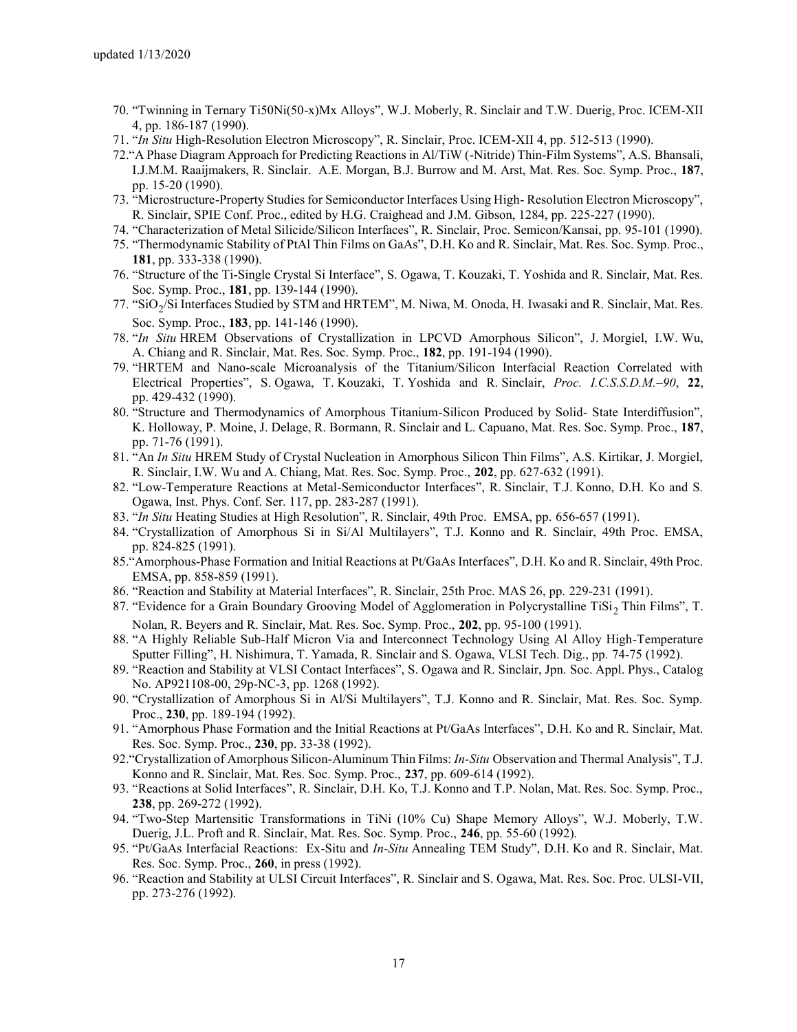70. "Twinning in Ternary Ti50Ni(50-x)Mx Alloys", W.J. Moberly, R. Sinclair and T.W. Duerig, Proc. ICEM-XII 4, pp. 186-187 (1990).
71. "*In Situ* High-Resolution Electron Microscopy", R. Sinclair, Proc. ICEM-XII 4, pp. 512-513 (1990).
72. "A Phase Diagram Approach for Predicting Reactions in Al/TiW (-Nitride) Thin-Film Systems", A.S. Bhansali, I.J.M.M. Raaijmakers, R. Sinclair. A.E. Morgan, B.J. Burrow and M. Arst, Mat. Res. Soc. Symp. Proc., **187**, pp. 15-20 (1990).
73. "Microstructure-Property Studies for Semiconductor Interfaces Using High- Resolution Electron Microscopy", R. Sinclair, SPIE Conf. Proc., edited by H.G. Craighead and J.M. Gibson, 1284, pp. 225-227 (1990).
74. "Characterization of Metal Silicide/Silicon Interfaces", R. Sinclair, Proc. Semicon/Kansai, pp. 95-101 (1990).
75. "Thermodynamic Stability of PtAl Thin Films on GaAs", D.H. Ko and R. Sinclair, Mat. Res. Soc. Symp. Proc., **181**, pp. 333-338 (1990).
76. "Structure of the Ti-Single Crystal Si Interface", S. Ogawa, T. Kouzaki, T. Yoshida and R. Sinclair, Mat. Res. Soc. Symp. Proc., **181**, pp. 139-144 (1990).
77. "$SiO_2$/Si Interfaces Studied by STM and HRTEM", M. Niwa, M. Onoda, H. Iwasaki and R. Sinclair, Mat. Res. Soc. Symp. Proc., **183**, pp. 141-146 (1990).
78. "*In Situ* HREM Observations of Crystallization in LPCVD Amorphous Silicon", J. Morgiel, I.W. Wu, A. Chiang and R. Sinclair, Mat. Res. Soc. Symp. Proc., **182**, pp. 191-194 (1990).
79. "HRTEM and Nano-scale Microanalysis of the Titanium/Silicon Interfacial Reaction Correlated with Electrical Properties", S. Ogawa, T. Kouzaki, T. Yoshida and R. Sinclair, *Proc. I.C.S.S.D.M.–90*, **22**, pp. 429-432 (1990).
80. "Structure and Thermodynamics of Amorphous Titanium-Silicon Produced by Solid- State Interdiffusion", K. Holloway, P. Moine, J. Delage, R. Bormann, R. Sinclair and L. Capuano, Mat. Res. Soc. Symp. Proc., **187**, pp. 71-76 (1991).
81. "An *In Situ* HREM Study of Crystal Nucleation in Amorphous Silicon Thin Films", A.S. Kirtikar, J. Morgiel, R. Sinclair, I.W. Wu and A. Chiang, Mat. Res. Soc. Symp. Proc., **202**, pp. 627-632 (1991).
82. "Low-Temperature Reactions at Metal-Semiconductor Interfaces", R. Sinclair, T.J. Konno, D.H. Ko and S. Ogawa, Inst. Phys. Conf. Ser. 117, pp. 283-287 (1991).
83. "*In Situ* Heating Studies at High Resolution", R. Sinclair, 49th Proc. EMSA, pp. 656-657 (1991).
84. "Crystallization of Amorphous Si in Si/Al Multilayers", T.J. Konno and R. Sinclair, 49th Proc. EMSA, pp. 824-825 (1991).
85. "Amorphous-Phase Formation and Initial Reactions at Pt/GaAs Interfaces", D.H. Ko and R. Sinclair, 49th Proc. EMSA, pp. 858-859 (1991).
86. "Reaction and Stability at Material Interfaces", R. Sinclair, 25th Proc. MAS 26, pp. 229-231 (1991).
87. "Evidence for a Grain Boundary Grooving Model of Agglomeration in Polycrystalline $TiSi_2$ Thin Films", T. Nolan, R. Beyers and R. Sinclair, Mat. Res. Soc. Symp. Proc., **202**, pp. 95-100 (1991).
88. "A Highly Reliable Sub-Half Micron Via and Interconnect Technology Using Al Alloy High-Temperature Sputter Filling", H. Nishimura, T. Yamada, R. Sinclair and S. Ogawa, VLSI Tech. Dig., pp. 74-75 (1992).
89. "Reaction and Stability at VLSI Contact Interfaces", S. Ogawa and R. Sinclair, Jpn. Soc. Appl. Phys., Catalog No. AP921108-00, 29p-NC-3, pp. 1268 (1992).
90. "Crystallization of Amorphous Si in Al/Si Multilayers", T.J. Konno and R. Sinclair, Mat. Res. Soc. Symp. Proc., **230**, pp. 189-194 (1992).
91. "Amorphous Phase Formation and the Initial Reactions at Pt/GaAs Interfaces", D.H. Ko and R. Sinclair, Mat. Res. Soc. Symp. Proc., **230**, pp. 33-38 (1992).
92. "Crystallization of Amorphous Silicon-Aluminum Thin Films: *In-Situ* Observation and Thermal Analysis", T.J. Konno and R. Sinclair, Mat. Res. Soc. Symp. Proc., **237**, pp. 609-614 (1992).
93. "Reactions at Solid Interfaces", R. Sinclair, D.H. Ko, T.J. Konno and T.P. Nolan, Mat. Res. Soc. Symp. Proc., **238**, pp. 269-272 (1992).
94. "Two-Step Martensitic Transformations in TiNi (10% Cu) Shape Memory Alloys", W.J. Moberly, T.W. Duerig, J.L. Proft and R. Sinclair, Mat. Res. Soc. Symp. Proc., **246**, pp. 55-60 (1992).
95. "Pt/GaAs Interfacial Reactions: Ex-Situ and *In-Situ* Annealing TEM Study", D.H. Ko and R. Sinclair, Mat. Res. Soc. Symp. Proc., **260**, in press (1992).
96. "Reaction and Stability at ULSI Circuit Interfaces", R. Sinclair and S. Ogawa, Mat. Res. Soc. Proc. ULSI-VII, pp. 273-276 (1992).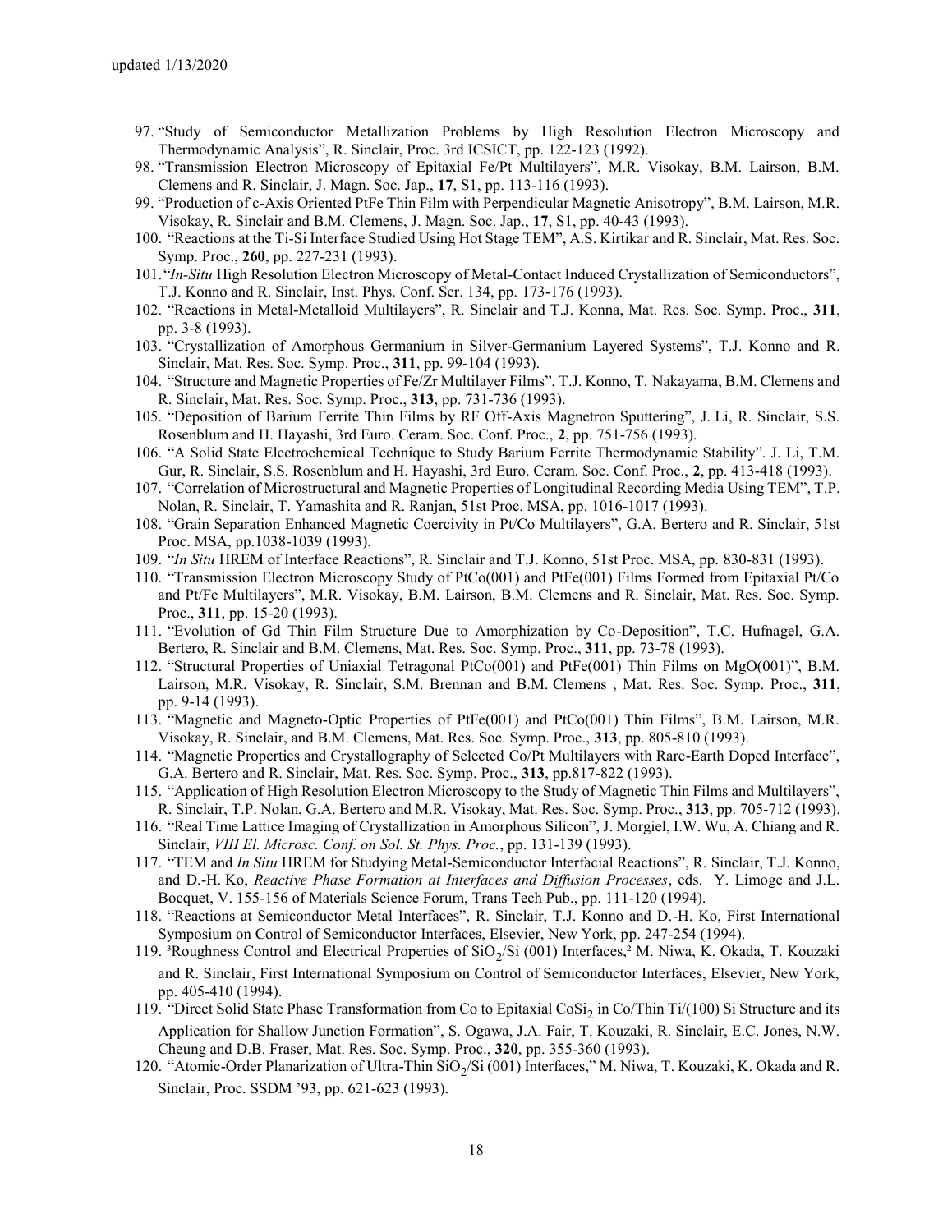97. "Study of Semiconductor Metallization Problems by High Resolution Electron Microscopy and Thermodynamic Analysis", R. Sinclair, Proc. 3rd ICSICT, pp. 122-123 (1992).
98. "Transmission Electron Microscopy of Epitaxial Fe/Pt Multilayers", M.R. Visokay, B.M. Lairson, B.M. Clemens and R. Sinclair, J. Magn. Soc. Jap., **17**, S1, pp. 113-116 (1993).
99. "Production of c-Axis Oriented PtFe Thin Film with Perpendicular Magnetic Anisotropy", B.M. Lairson, M.R. Visokay, R. Sinclair and B.M. Clemens, J. Magn. Soc. Jap., **17**, S1, pp. 40-43 (1993).
100. "Reactions at the Ti-Si Interface Studied Using Hot Stage TEM", A.S. Kirtikar and R. Sinclair, Mat. Res. Soc. Symp. Proc., **260**, pp. 227-231 (1993).
101. "*In-Situ* High Resolution Electron Microscopy of Metal-Contact Induced Crystallization of Semiconductors", T.J. Konno and R. Sinclair, Inst. Phys. Conf. Ser. 134, pp. 173-176 (1993).
102. "Reactions in Metal-Metalloid Multilayers", R. Sinclair and T.J. Konna, Mat. Res. Soc. Symp. Proc., **311**, pp. 3-8 (1993).
103. "Crystallization of Amorphous Germanium in Silver-Germanium Layered Systems", T.J. Konno and R. Sinclair, Mat. Res. Soc. Symp. Proc., **311**, pp. 99-104 (1993).
104. "Structure and Magnetic Properties of Fe/Zr Multilayer Films", T.J. Konno, T. Nakayama, B.M. Clemens and R. Sinclair, Mat. Res. Soc. Symp. Proc., **313**, pp. 731-736 (1993).
105. "Deposition of Barium Ferrite Thin Films by RF Off-Axis Magnetron Sputtering", J. Li, R. Sinclair, S.S. Rosenblum and H. Hayashi, 3rd Euro. Ceram. Soc. Conf. Proc., **2**, pp. 751-756 (1993).
106. "A Solid State Electrochemical Technique to Study Barium Ferrite Thermodynamic Stability". J. Li, T.M. Gur, R. Sinclair, S.S. Rosenblum and H. Hayashi, 3rd Euro. Ceram. Soc. Conf. Proc., **2**, pp. 413-418 (1993).
107. "Correlation of Microstructural and Magnetic Properties of Longitudinal Recording Media Using TEM", T.P. Nolan, R. Sinclair, T. Yamashita and R. Ranjan, 51st Proc. MSA, pp. 1016-1017 (1993).
108. "Grain Separation Enhanced Magnetic Coercivity in Pt/Co Multilayers", G.A. Bertero and R. Sinclair, 51st Proc. MSA, pp.1038-1039 (1993).
109. "*In Situ* HREM of Interface Reactions", R. Sinclair and T.J. Konno, 51st Proc. MSA, pp. 830-831 (1993).
110. "Transmission Electron Microscopy Study of PtCo(001) and PtFe(001) Films Formed from Epitaxial Pt/Co and Pt/Fe Multilayers", M.R. Visokay, B.M. Lairson, B.M. Clemens and R. Sinclair, Mat. Res. Soc. Symp. Proc., **311**, pp. 15-20 (1993).
111. "Evolution of Gd Thin Film Structure Due to Amorphization by Co-Deposition", T.C. Hufnagel, G.A. Bertero, R. Sinclair and B.M. Clemens, Mat. Res. Soc. Symp. Proc., **311**, pp. 73-78 (1993).
112. "Structural Properties of Uniaxial Tetragonal PtCo(001) and PtFe(001) Thin Films on MgO(001)", B.M. Lairson, M.R. Visokay, R. Sinclair, S.M. Brennan and B.M. Clemens , Mat. Res. Soc. Symp. Proc., **311**, pp. 9-14 (1993).
113. "Magnetic and Magneto-Optic Properties of PtFe(001) and PtCo(001) Thin Films", B.M. Lairson, M.R. Visokay, R. Sinclair, and B.M. Clemens, Mat. Res. Soc. Symp. Proc., **313**, pp. 805-810 (1993).
114. "Magnetic Properties and Crystallography of Selected Co/Pt Multilayers with Rare-Earth Doped Interface", G.A. Bertero and R. Sinclair, Mat. Res. Soc. Symp. Proc., **313**, pp.817-822 (1993).
115. "Application of High Resolution Electron Microscopy to the Study of Magnetic Thin Films and Multilayers", R. Sinclair, T.P. Nolan, G.A. Bertero and M.R. Visokay, Mat. Res. Soc. Symp. Proc., **313**, pp. 705-712 (1993).
116. "Real Time Lattice Imaging of Crystallization in Amorphous Silicon", J. Morgiel, I.W. Wu, A. Chiang and R. Sinclair, *VIII El. Microsc. Conf. on Sol. St. Phys. Proc.*, pp. 131-139 (1993).
117. "TEM and *In Situ* HREM for Studying Metal-Semiconductor Interfacial Reactions", R. Sinclair, T.J. Konno, and D.-H. Ko, *Reactive Phase Formation at Interfaces and Diffusion Processes*, eds. Y. Limoge and J.L. Bocquet, V. 155-156 of Materials Science Forum, Trans Tech Pub., pp. 111-120 (1994).
118. "Reactions at Semiconductor Metal Interfaces", R. Sinclair, T.J. Konno and D.-H. Ko, First International Symposium on Control of Semiconductor Interfaces, Elsevier, New York, pp. 247-254 (1994).
119. ³Roughness Control and Electrical Properties of $SiO_2$/Si (001) Interfaces,² M. Niwa, K. Okada, T. Kouzaki and R. Sinclair, First International Symposium on Control of Semiconductor Interfaces, Elsevier, New York, pp. 405-410 (1994).
119. "Direct Solid State Phase Transformation from Co to Epitaxial $CoSi_2$ in Co/Thin Ti/(100) Si Structure and its Application for Shallow Junction Formation", S. Ogawa, J.A. Fair, T. Kouzaki, R. Sinclair, E.C. Jones, N.W. Cheung and D.B. Fraser, Mat. Res. Soc. Symp. Proc., **320**, pp. 355-360 (1993).
120. "Atomic-Order Planarization of Ultra-Thin $SiO_2$/Si (001) Interfaces," M. Niwa, T. Kouzaki, K. Okada and R. Sinclair, Proc. SSDM '93, pp. 621-623 (1993).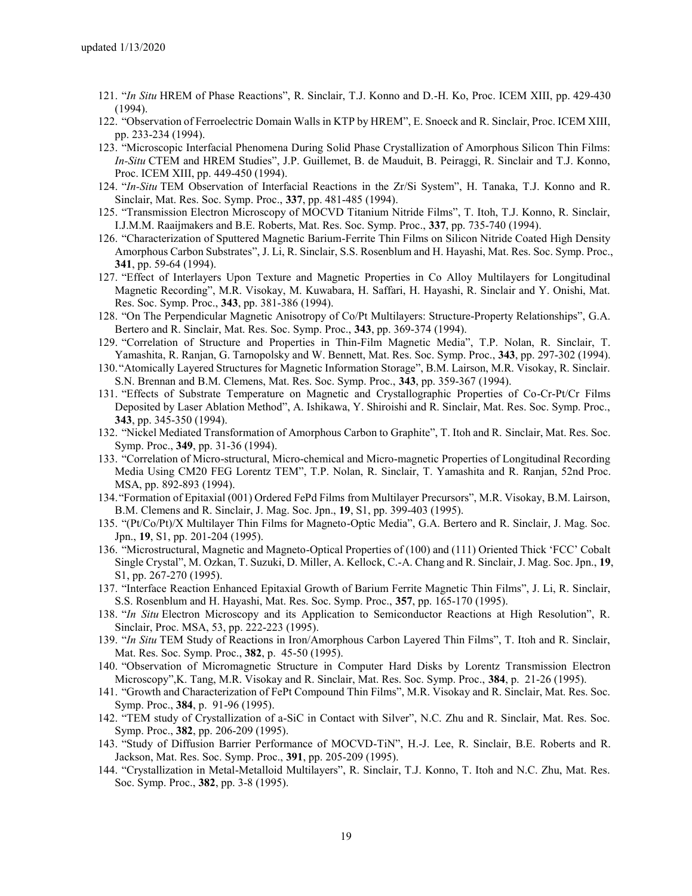121. "*In Situ* HREM of Phase Reactions", R. Sinclair, T.J. Konno and D.-H. Ko, Proc. ICEM XIII, pp. 429-430 (1994).
122. "Observation of Ferroelectric Domain Walls in KTP by HREM", E. Snoeck and R. Sinclair, Proc. ICEM XIII, pp. 233-234 (1994).
123. "Microscopic Interfacial Phenomena During Solid Phase Crystallization of Amorphous Silicon Thin Films: *In-Situ* CTEM and HREM Studies", J.P. Guillemet, B. de Mauduit, B. Peiraggi, R. Sinclair and T.J. Konno, Proc. ICEM XIII, pp. 449-450 (1994).
124. "*In-Situ* TEM Observation of Interfacial Reactions in the Zr/Si System", H. Tanaka, T.J. Konno and R. Sinclair, Mat. Res. Soc. Symp. Proc., **337**, pp. 481-485 (1994).
125. "Transmission Electron Microscopy of MOCVD Titanium Nitride Films", T. Itoh, T.J. Konno, R. Sinclair, I.J.M.M. Raaijmakers and B.E. Roberts, Mat. Res. Soc. Symp. Proc., **337**, pp. 735-740 (1994).
126. "Characterization of Sputtered Magnetic Barium-Ferrite Thin Films on Silicon Nitride Coated High Density Amorphous Carbon Substrates", J. Li, R. Sinclair, S.S. Rosenblum and H. Hayashi, Mat. Res. Soc. Symp. Proc., **341**, pp. 59-64 (1994).
127. "Effect of Interlayers Upon Texture and Magnetic Properties in Co Alloy Multilayers for Longitudinal Magnetic Recording", M.R. Visokay, M. Kuwabara, H. Saffari, H. Hayashi, R. Sinclair and Y. Onishi, Mat. Res. Soc. Symp. Proc., **343**, pp. 381-386 (1994).
128. "On The Perpendicular Magnetic Anisotropy of Co/Pt Multilayers: Structure-Property Relationships", G.A. Bertero and R. Sinclair, Mat. Res. Soc. Symp. Proc., **343**, pp. 369-374 (1994).
129. "Correlation of Structure and Properties in Thin-Film Magnetic Media", T.P. Nolan, R. Sinclair, T. Yamashita, R. Ranjan, G. Tarnopolsky and W. Bennett, Mat. Res. Soc. Symp. Proc., **343**, pp. 297-302 (1994).
130. "Atomically Layered Structures for Magnetic Information Storage", B.M. Lairson, M.R. Visokay, R. Sinclair. S.N. Brennan and B.M. Clemens, Mat. Res. Soc. Symp. Proc., **343**, pp. 359-367 (1994).
131. "Effects of Substrate Temperature on Magnetic and Crystallographic Properties of Co-Cr-Pt/Cr Films Deposited by Laser Ablation Method", A. Ishikawa, Y. Shiroishi and R. Sinclair, Mat. Res. Soc. Symp. Proc., **343**, pp. 345-350 (1994).
132. "Nickel Mediated Transformation of Amorphous Carbon to Graphite", T. Itoh and R. Sinclair, Mat. Res. Soc. Symp. Proc., **349**, pp. 31-36 (1994).
133. "Correlation of Micro-structural, Micro-chemical and Micro-magnetic Properties of Longitudinal Recording Media Using CM20 FEG Lorentz TEM", T.P. Nolan, R. Sinclair, T. Yamashita and R. Ranjan, 52nd Proc. MSA, pp. 892-893 (1994).
134. "Formation of Epitaxial (001) Ordered FePd Films from Multilayer Precursors", M.R. Visokay, B.M. Lairson, B.M. Clemens and R. Sinclair, J. Mag. Soc. Jpn., **19**, S1, pp. 399-403 (1995).
135. "(Pt/Co/Pt)/X Multilayer Thin Films for Magneto-Optic Media", G.A. Bertero and R. Sinclair, J. Mag. Soc. Jpn., **19**, S1, pp. 201-204 (1995).
136. "Microstructural, Magnetic and Magneto-Optical Properties of (100) and (111) Oriented Thick 'FCC' Cobalt Single Crystal", M. Ozkan, T. Suzuki, D. Miller, A. Kellock, C.-A. Chang and R. Sinclair, J. Mag. Soc. Jpn., **19**, S1, pp. 267-270 (1995).
137. "Interface Reaction Enhanced Epitaxial Growth of Barium Ferrite Magnetic Thin Films", J. Li, R. Sinclair, S.S. Rosenblum and H. Hayashi, Mat. Res. Soc. Symp. Proc., **357**, pp. 165-170 (1995).
138. "*In Situ* Electron Microscopy and its Application to Semiconductor Reactions at High Resolution", R. Sinclair, Proc. MSA, 53, pp. 222-223 (1995).
139. "*In Situ* TEM Study of Reactions in Iron/Amorphous Carbon Layered Thin Films", T. Itoh and R. Sinclair, Mat. Res. Soc. Symp. Proc., **382**, p. 45-50 (1995).
140. "Observation of Micromagnetic Structure in Computer Hard Disks by Lorentz Transmission Electron Microscopy",K. Tang, M.R. Visokay and R. Sinclair, Mat. Res. Soc. Symp. Proc., **384**, p. 21-26 (1995).
141. "Growth and Characterization of FePt Compound Thin Films", M.R. Visokay and R. Sinclair, Mat. Res. Soc. Symp. Proc., **384**, p. 91-96 (1995).
142. "TEM study of Crystallization of a-SiC in Contact with Silver", N.C. Zhu and R. Sinclair, Mat. Res. Soc. Symp. Proc., **382**, pp. 206-209 (1995).
143. "Study of Diffusion Barrier Performance of MOCVD-TiN", H.-J. Lee, R. Sinclair, B.E. Roberts and R. Jackson, Mat. Res. Soc. Symp. Proc., **391**, pp. 205-209 (1995).
144. "Crystallization in Metal-Metalloid Multilayers", R. Sinclair, T.J. Konno, T. Itoh and N.C. Zhu, Mat. Res. Soc. Symp. Proc., **382**, pp. 3-8 (1995).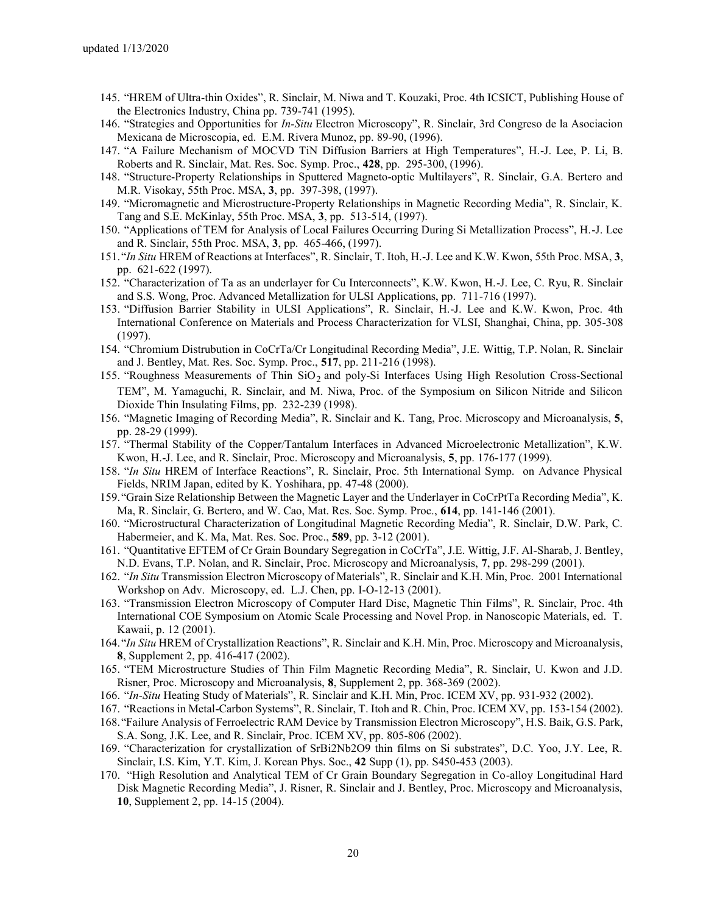145. "HREM of Ultra-thin Oxides", R. Sinclair, M. Niwa and T. Kouzaki, Proc. 4th ICSICT, Publishing House of the Electronics Industry, China pp. 739-741 (1995).
146. "Strategies and Opportunities for *In-Situ* Electron Microscopy", R. Sinclair, 3rd Congreso de la Asociacion Mexicana de Microscopia, ed. E.M. Rivera Munoz, pp. 89-90, (1996).
147. "A Failure Mechanism of MOCVD TiN Diffusion Barriers at High Temperatures", H.-J. Lee, P. Li, B. Roberts and R. Sinclair, Mat. Res. Soc. Symp. Proc., **428**, pp. 295-300, (1996).
148. "Structure-Property Relationships in Sputtered Magneto-optic Multilayers", R. Sinclair, G.A. Bertero and M.R. Visokay, 55th Proc. MSA, **3**, pp. 397-398, (1997).
149. "Micromagnetic and Microstructure-Property Relationships in Magnetic Recording Media", R. Sinclair, K. Tang and S.E. McKinlay, 55th Proc. MSA, **3**, pp. 513-514, (1997).
150. "Applications of TEM for Analysis of Local Failures Occurring During Si Metallization Process", H.-J. Lee and R. Sinclair, 55th Proc. MSA, **3**, pp. 465-466, (1997).
151. "*In Situ* HREM of Reactions at Interfaces", R. Sinclair, T. Itoh, H.-J. Lee and K.W. Kwon, 55th Proc. MSA, **3**, pp. 621-622 (1997).
152. "Characterization of Ta as an underlayer for Cu Interconnects", K.W. Kwon, H.-J. Lee, C. Ryu, R. Sinclair and S.S. Wong, Proc. Advanced Metallization for ULSI Applications, pp. 711-716 (1997).
153. "Diffusion Barrier Stability in ULSI Applications", R. Sinclair, H.-J. Lee and K.W. Kwon, Proc. 4th International Conference on Materials and Process Characterization for VLSI, Shanghai, China, pp. 305-308 (1997).
154. "Chromium Distrubution in CoCrTa/Cr Longitudinal Recording Media", J.E. Wittig, T.P. Nolan, R. Sinclair and J. Bentley, Mat. Res. Soc. Symp. Proc., **517**, pp. 211-216 (1998).
155. "Roughness Measurements of Thin $SiO_2$ and poly-Si Interfaces Using High Resolution Cross-Sectional TEM", M. Yamaguchi, R. Sinclair, and M. Niwa, Proc. of the Symposium on Silicon Nitride and Silicon Dioxide Thin Insulating Films, pp. 232-239 (1998).
156. "Magnetic Imaging of Recording Media", R. Sinclair and K. Tang, Proc. Microscopy and Microanalysis, **5**, pp. 28-29 (1999).
157. "Thermal Stability of the Copper/Tantalum Interfaces in Advanced Microelectronic Metallization", K.W. Kwon, H.-J. Lee, and R. Sinclair, Proc. Microscopy and Microanalysis, **5**, pp. 176-177 (1999).
158. "*In Situ* HREM of Interface Reactions", R. Sinclair, Proc. 5th International Symp. on Advance Physical Fields, NRIM Japan, edited by K. Yoshihara, pp. 47-48 (2000).
159. "Grain Size Relationship Between the Magnetic Layer and the Underlayer in CoCrPtTa Recording Media", K. Ma, R. Sinclair, G. Bertero, and W. Cao, Mat. Res. Soc. Symp. Proc., **614**, pp. 141-146 (2001).
160. "Microstructural Characterization of Longitudinal Magnetic Recording Media", R. Sinclair, D.W. Park, C. Habermeier, and K. Ma, Mat. Res. Soc. Proc., **589**, pp. 3-12 (2001).
161. "Quantitative EFTEM of Cr Grain Boundary Segregation in CoCrTa", J.E. Wittig, J.F. Al-Sharab, J. Bentley, N.D. Evans, T.P. Nolan, and R. Sinclair, Proc. Microscopy and Microanalysis, **7**, pp. 298-299 (2001).
162. "*In Situ* Transmission Electron Microscopy of Materials", R. Sinclair and K.H. Min, Proc. 2001 International Workshop on Adv. Microscopy, ed. L.J. Chen, pp. I-O-12-13 (2001).
163. "Transmission Electron Microscopy of Computer Hard Disc, Magnetic Thin Films", R. Sinclair, Proc. 4th International COE Symposium on Atomic Scale Processing and Novel Prop. in Nanoscopic Materials, ed. T. Kawaii, p. 12 (2001).
164. "*In Situ* HREM of Crystallization Reactions", R. Sinclair and K.H. Min, Proc. Microscopy and Microanalysis, **8**, Supplement 2, pp. 416-417 (2002).
165. "TEM Microstructure Studies of Thin Film Magnetic Recording Media", R. Sinclair, U. Kwon and J.D. Risner, Proc. Microscopy and Microanalysis, **8**, Supplement 2, pp. 368-369 (2002).
166. "*In-Situ* Heating Study of Materials", R. Sinclair and K.H. Min, Proc. ICEM XV, pp. 931-932 (2002).
167. "Reactions in Metal-Carbon Systems", R. Sinclair, T. Itoh and R. Chin, Proc. ICEM XV, pp. 153-154 (2002).
168. "Failure Analysis of Ferroelectric RAM Device by Transmission Electron Microscopy", H.S. Baik, G.S. Park, S.A. Song, J.K. Lee, and R. Sinclair, Proc. ICEM XV, pp. 805-806 (2002).
169. "Characterization for crystallization of SrBi2Nb2O9 thin films on Si substrates", D.C. Yoo, J.Y. Lee, R. Sinclair, I.S. Kim, Y.T. Kim, J. Korean Phys. Soc., **42** Supp (1), pp. S450-453 (2003).
170. "High Resolution and Analytical TEM of Cr Grain Boundary Segregation in Co-alloy Longitudinal Hard Disk Magnetic Recording Media", J. Risner, R. Sinclair and J. Bentley, Proc. Microscopy and Microanalysis, **10**, Supplement 2, pp. 14-15 (2004).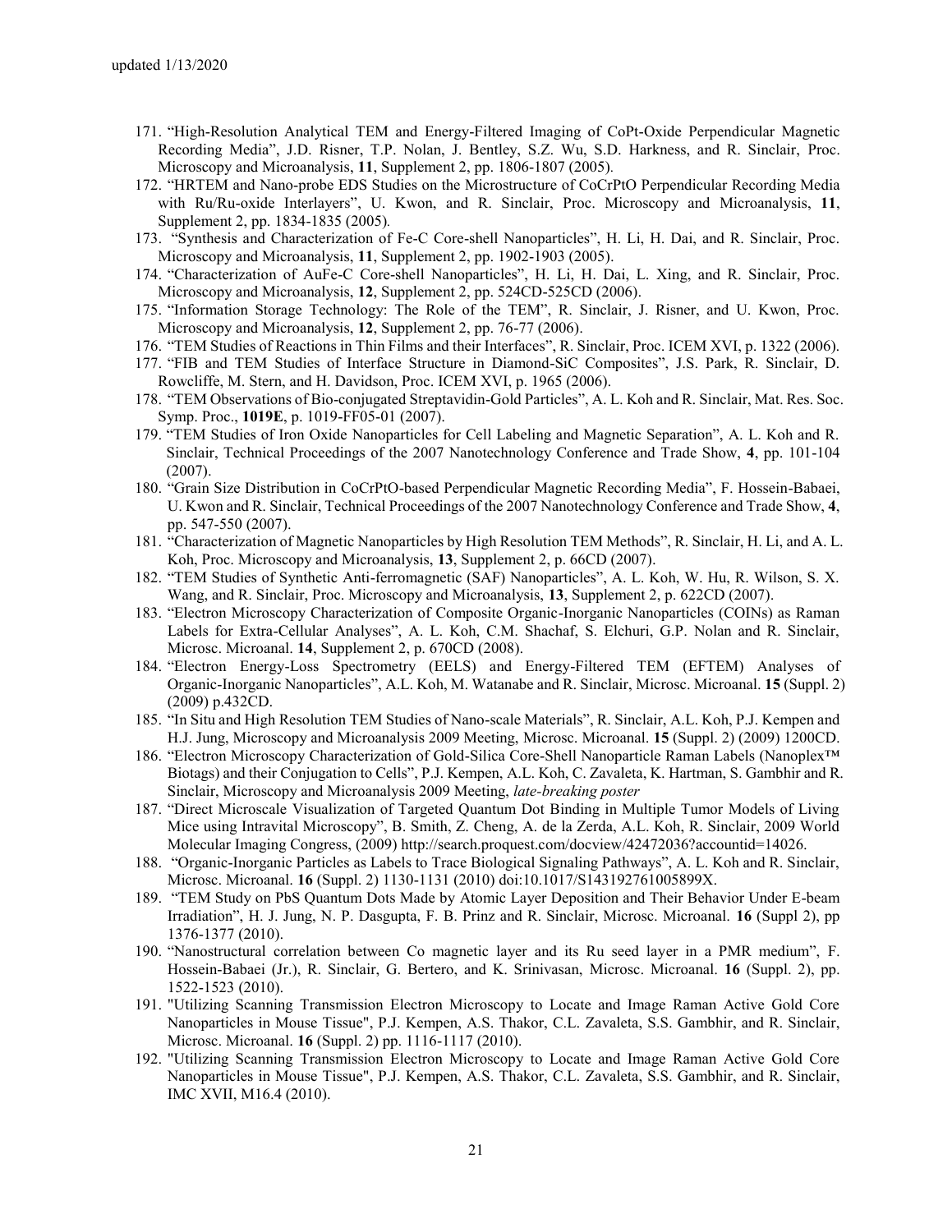171. "High-Resolution Analytical TEM and Energy-Filtered Imaging of CoPt-Oxide Perpendicular Magnetic Recording Media", J.D. Risner, T.P. Nolan, J. Bentley, S.Z. Wu, S.D. Harkness, and R. Sinclair, Proc. Microscopy and Microanalysis, **11**, Supplement 2, pp. 1806-1807 (2005).
172. "HRTEM and Nano-probe EDS Studies on the Microstructure of CoCrPtO Perpendicular Recording Media with Ru/Ru-oxide Interlayers", U. Kwon, and R. Sinclair, Proc. Microscopy and Microanalysis, **11**, Supplement 2, pp. 1834-1835 (2005).
173. "Synthesis and Characterization of Fe-C Core-shell Nanoparticles", H. Li, H. Dai, and R. Sinclair, Proc. Microscopy and Microanalysis, **11**, Supplement 2, pp. 1902-1903 (2005).
174. "Characterization of AuFe-C Core-shell Nanoparticles", H. Li, H. Dai, L. Xing, and R. Sinclair, Proc. Microscopy and Microanalysis, **12**, Supplement 2, pp. 524CD-525CD (2006).
175. "Information Storage Technology: The Role of the TEM", R. Sinclair, J. Risner, and U. Kwon, Proc. Microscopy and Microanalysis, **12**, Supplement 2, pp. 76-77 (2006).
176. "TEM Studies of Reactions in Thin Films and their Interfaces", R. Sinclair, Proc. ICEM XVI, p. 1322 (2006).
177. "FIB and TEM Studies of Interface Structure in Diamond-SiC Composites", J.S. Park, R. Sinclair, D. Rowcliffe, M. Stern, and H. Davidson, Proc. ICEM XVI, p. 1965 (2006).
178. "TEM Observations of Bio-conjugated Streptavidin-Gold Particles", A. L. Koh and R. Sinclair, Mat. Res. Soc. Symp. Proc., **1019E**, p. 1019-FF05-01 (2007).
179. "TEM Studies of Iron Oxide Nanoparticles for Cell Labeling and Magnetic Separation", A. L. Koh and R. Sinclair, Technical Proceedings of the 2007 Nanotechnology Conference and Trade Show, **4**, pp. 101-104 (2007).
180. "Grain Size Distribution in CoCrPtO-based Perpendicular Magnetic Recording Media", F. Hossein-Babaei, U. Kwon and R. Sinclair, Technical Proceedings of the 2007 Nanotechnology Conference and Trade Show, **4**, pp. 547-550 (2007).
181. "Characterization of Magnetic Nanoparticles by High Resolution TEM Methods", R. Sinclair, H. Li, and A. L. Koh, Proc. Microscopy and Microanalysis, **13**, Supplement 2, p. 66CD (2007).
182. "TEM Studies of Synthetic Anti-ferromagnetic (SAF) Nanoparticles", A. L. Koh, W. Hu, R. Wilson, S. X. Wang, and R. Sinclair, Proc. Microscopy and Microanalysis, **13**, Supplement 2, p. 622CD (2007).
183. "Electron Microscopy Characterization of Composite Organic-Inorganic Nanoparticles (COINs) as Raman Labels for Extra-Cellular Analyses", A. L. Koh, C.M. Shachaf, S. Elchuri, G.P. Nolan and R. Sinclair, Microsc. Microanal. **14**, Supplement 2, p. 670CD (2008).
184. "Electron Energy-Loss Spectrometry (EELS) and Energy-Filtered TEM (EFTEM) Analyses of Organic-Inorganic Nanoparticles", A.L. Koh, M. Watanabe and R. Sinclair, Microsc. Microanal. **15** (Suppl. 2) (2009) p.432CD.
185. "In Situ and High Resolution TEM Studies of Nano-scale Materials", R. Sinclair, A.L. Koh, P.J. Kempen and H.J. Jung, Microscopy and Microanalysis 2009 Meeting, Microsc. Microanal. **15** (Suppl. 2) (2009) 1200CD.
186. "Electron Microscopy Characterization of Gold-Silica Core-Shell Nanoparticle Raman Labels (Nanoplex™ Biotags) and their Conjugation to Cells", P.J. Kempen, A.L. Koh, C. Zavaleta, K. Hartman, S. Gambhir and R. Sinclair, Microscopy and Microanalysis 2009 Meeting, *late-breaking poster*
187. "Direct Microscale Visualization of Targeted Quantum Dot Binding in Multiple Tumor Models of Living Mice using Intravital Microscopy", B. Smith, Z. Cheng, A. de la Zerda, A.L. Koh, R. Sinclair, 2009 World Molecular Imaging Congress, (2009) http://search.proquest.com/docview/42472036?accountid=14026.
188. "Organic-Inorganic Particles as Labels to Trace Biological Signaling Pathways", A. L. Koh and R. Sinclair, Microsc. Microanal. **16** (Suppl. 2) 1130-1131 (2010) doi:10.1017/S143192761005899X.
189. "TEM Study on PbS Quantum Dots Made by Atomic Layer Deposition and Their Behavior Under E-beam Irradiation", H. J. Jung, N. P. Dasgupta, F. B. Prinz and R. Sinclair, Microsc. Microanal. **16** (Suppl 2), pp 1376-1377 (2010).
190. "Nanostructural correlation between Co magnetic layer and its Ru seed layer in a PMR medium", F. Hossein-Babaei (Jr.), R. Sinclair, G. Bertero, and K. Srinivasan, Microsc. Microanal. **16** (Suppl. 2), pp. 1522-1523 (2010).
191. "Utilizing Scanning Transmission Electron Microscopy to Locate and Image Raman Active Gold Core Nanoparticles in Mouse Tissue", P.J. Kempen, A.S. Thakor, C.L. Zavaleta, S.S. Gambhir, and R. Sinclair, Microsc. Microanal. **16** (Suppl. 2) pp. 1116-1117 (2010).
192. "Utilizing Scanning Transmission Electron Microscopy to Locate and Image Raman Active Gold Core Nanoparticles in Mouse Tissue", P.J. Kempen, A.S. Thakor, C.L. Zavaleta, S.S. Gambhir, and R. Sinclair, IMC XVII, M16.4 (2010).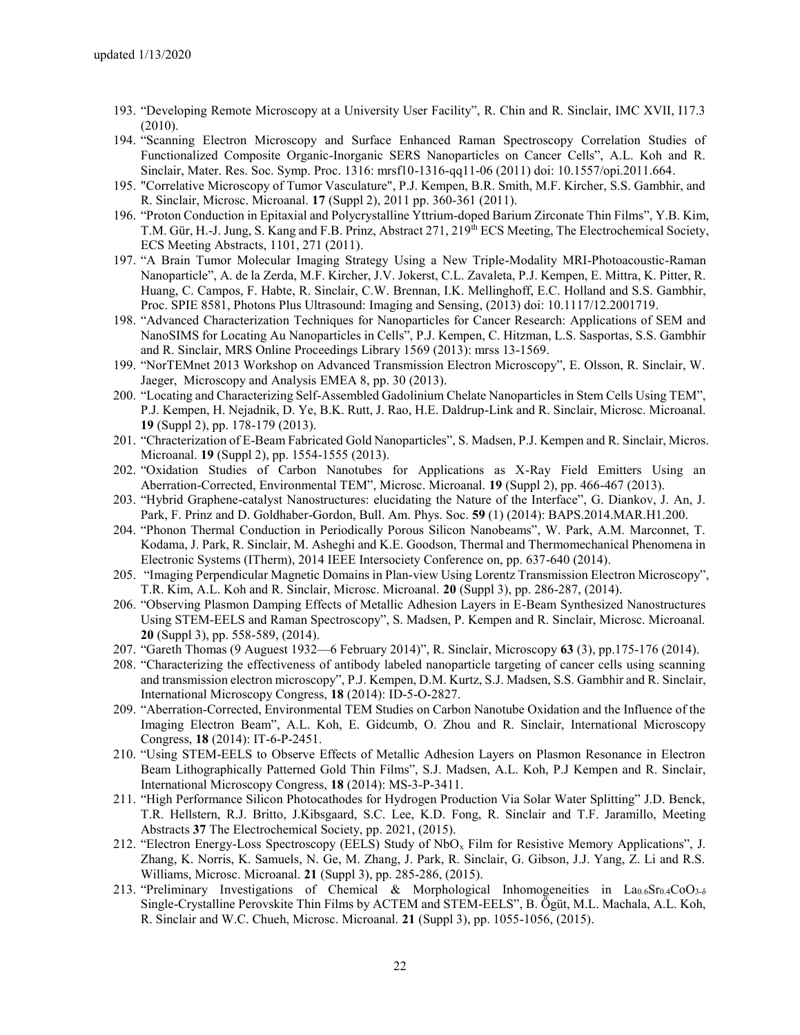193. "Developing Remote Microscopy at a University User Facility", R. Chin and R. Sinclair, IMC XVII, I17.3 (2010).
194. "Scanning Electron Microscopy and Surface Enhanced Raman Spectroscopy Correlation Studies of Functionalized Composite Organic-Inorganic SERS Nanoparticles on Cancer Cells", A.L. Koh and R. Sinclair, Mater. Res. Soc. Symp. Proc. 1316: mrsf10-1316-qq11-06 (2011) doi: 10.1557/opi.2011.664.
195. "Correlative Microscopy of Tumor Vasculature", P.J. Kempen, B.R. Smith, M.F. Kircher, S.S. Gambhir, and R. Sinclair, Microsc. Microanal. **17** (Suppl 2), 2011 pp. 360-361 (2011).
196. "Proton Conduction in Epitaxial and Polycrystalline Yttrium-doped Barium Zirconate Thin Films", Y.B. Kim, T.M. Gür, H.-J. Jung, S. Kang and F.B. Prinz, Abstract 271, 219th ECS Meeting, The Electrochemical Society, ECS Meeting Abstracts, 1101, 271 (2011).
197. "A Brain Tumor Molecular Imaging Strategy Using a New Triple-Modality MRI-Photoacoustic-Raman Nanoparticle", A. de la Zerda, M.F. Kircher, J.V. Jokerst, C.L. Zavaleta, P.J. Kempen, E. Mittra, K. Pitter, R. Huang, C. Campos, F. Habte, R. Sinclair, C.W. Brennan, I.K. Mellinghoff, E.C. Holland and S.S. Gambhir, Proc. SPIE 8581, Photons Plus Ultrasound: Imaging and Sensing, (2013) doi: 10.1117/12.2001719.
198. "Advanced Characterization Techniques for Nanoparticles for Cancer Research: Applications of SEM and NanoSIMS for Locating Au Nanoparticles in Cells", P.J. Kempen, C. Hitzman, L.S. Sasportas, S.S. Gambhir and R. Sinclair, MRS Online Proceedings Library 1569 (2013): mrss 13-1569.
199. "NorTEMnet 2013 Workshop on Advanced Transmission Electron Microscopy", E. Olsson, R. Sinclair, W. Jaeger, Microscopy and Analysis EMEA 8, pp. 30 (2013).
200. "Locating and Characterizing Self-Assembled Gadolinium Chelate Nanoparticles in Stem Cells Using TEM", P.J. Kempen, H. Nejadnik, D. Ye, B.K. Rutt, J. Rao, H.E. Daldrup-Link and R. Sinclair, Microsc. Microanal. **19** (Suppl 2), pp. 178-179 (2013).
201. "Chracterization of E-Beam Fabricated Gold Nanoparticles", S. Madsen, P.J. Kempen and R. Sinclair, Micros. Microanal. **19** (Suppl 2), pp. 1554-1555 (2013).
202. "Oxidation Studies of Carbon Nanotubes for Applications as X-Ray Field Emitters Using an Aberration-Corrected, Environmental TEM", Microsc. Microanal. **19** (Suppl 2), pp. 466-467 (2013).
203. "Hybrid Graphene-catalyst Nanostructures: elucidating the Nature of the Interface", G. Diankov, J. An, J. Park, F. Prinz and D. Goldhaber-Gordon, Bull. Am. Phys. Soc. **59** (1) (2014): BAPS.2014.MAR.H1.200.
204. "Phonon Thermal Conduction in Periodically Porous Silicon Nanobeams", W. Park, A.M. Marconnet, T. Kodama, J. Park, R. Sinclair, M. Asheghi and K.E. Goodson, Thermal and Thermomechanical Phenomena in Electronic Systems (ITherm), 2014 IEEE Intersociety Conference on, pp. 637-640 (2014).
205. "Imaging Perpendicular Magnetic Domains in Plan-view Using Lorentz Transmission Electron Microscopy", T.R. Kim, A.L. Koh and R. Sinclair, Microsc. Microanal. **20** (Suppl 3), pp. 286-287, (2014).
206. "Observing Plasmon Damping Effects of Metallic Adhesion Layers in E-Beam Synthesized Nanostructures Using STEM-EELS and Raman Spectroscopy", S. Madsen, P. Kempen and R. Sinclair, Microsc. Microanal. **20** (Suppl 3), pp. 558-589, (2014).
207. "Gareth Thomas (9 Auguest 1932—6 February 2014)", R. Sinclair, Microscopy **63** (3), pp.175-176 (2014).
208. "Characterizing the effectiveness of antibody labeled nanoparticle targeting of cancer cells using scanning and transmission electron microscopy", P.J. Kempen, D.M. Kurtz, S.J. Madsen, S.S. Gambhir and R. Sinclair, International Microscopy Congress, **18** (2014): ID-5-O-2827.
209. "Aberration-Corrected, Environmental TEM Studies on Carbon Nanotube Oxidation and the Influence of the Imaging Electron Beam", A.L. Koh, E. Gidcumb, O. Zhou and R. Sinclair, International Microscopy Congress, **18** (2014): IT-6-P-2451.
210. "Using STEM-EELS to Observe Effects of Metallic Adhesion Layers on Plasmon Resonance in Electron Beam Lithographically Patterned Gold Thin Films", S.J. Madsen, A.L. Koh, P.J Kempen and R. Sinclair, International Microscopy Congress, **18** (2014): MS-3-P-3411.
211. "High Performance Silicon Photocathodes for Hydrogen Production Via Solar Water Splitting" J.D. Benck, T.R. Hellstern, R.J. Britto, J.Kibsgaard, S.C. Lee, K.D. Fong, R. Sinclair and T.F. Jaramillo, Meeting Abstracts **37** The Electrochemical Society, pp. 2021, (2015).
212. "Electron Energy-Loss Spectroscopy (EELS) Study of $NbO_x$ Film for Resistive Memory Applications", J. Zhang, K. Norris, K. Samuels, N. Ge, M. Zhang, J. Park, R. Sinclair, G. Gibson, J.J. Yang, Z. Li and R.S. Williams, Microsc. Microanal. **21** (Suppl 3), pp. 285-286, (2015).
213. "Preliminary Investigations of Chemical & Morphological Inhomogeneities in $La_{0.6}Sr_{0.4}CoO_{3-\delta}$ Single-Crystalline Perovskite Thin Films by ACTEM and STEM-EELS", B. Ögüt, M.L. Machala, A.L. Koh, R. Sinclair and W.C. Chueh, Microsc. Microanal. **21** (Suppl 3), pp. 1055-1056, (2015).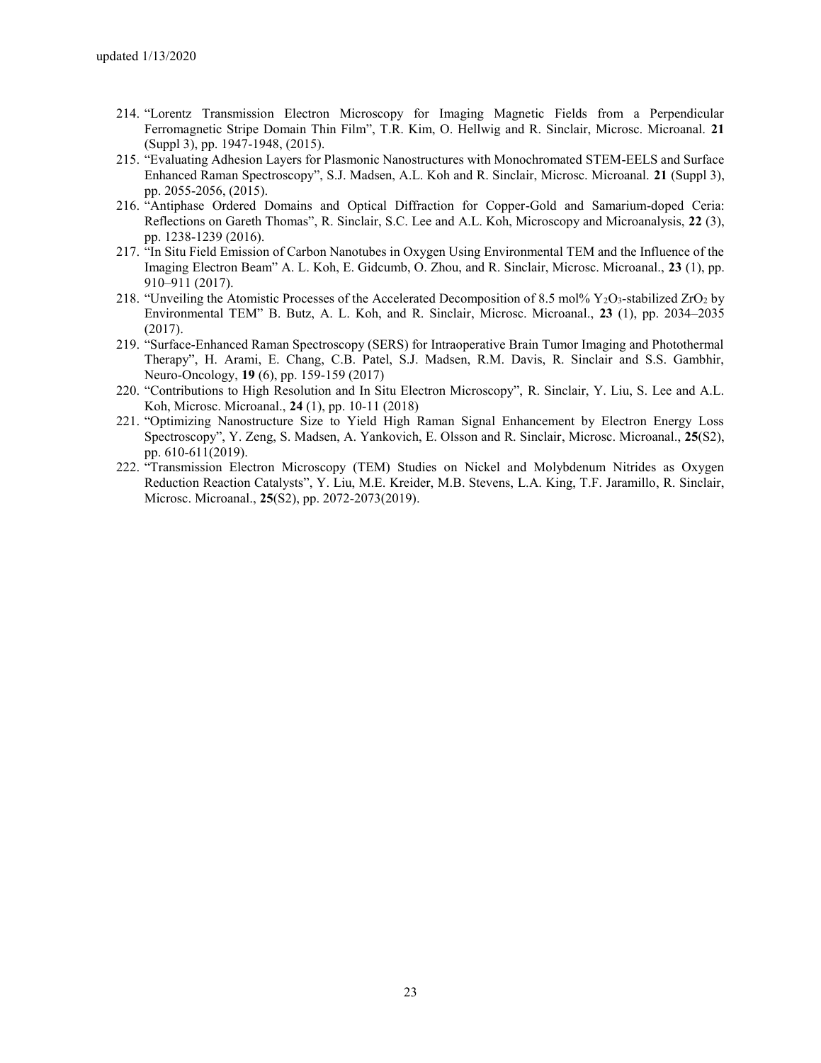214. "Lorentz Transmission Electron Microscopy for Imaging Magnetic Fields from a Perpendicular Ferromagnetic Stripe Domain Thin Film", T.R. Kim, O. Hellwig and R. Sinclair, Microsc. Microanal. **21** (Suppl 3), pp. 1947-1948, (2015).
215. "Evaluating Adhesion Layers for Plasmonic Nanostructures with Monochromated STEM-EELS and Surface Enhanced Raman Spectroscopy", S.J. Madsen, A.L. Koh and R. Sinclair, Microsc. Microanal. **21** (Suppl 3), pp. 2055-2056, (2015).
216. "Antiphase Ordered Domains and Optical Diffraction for Copper-Gold and Samarium-doped Ceria: Reflections on Gareth Thomas", R. Sinclair, S.C. Lee and A.L. Koh, Microscopy and Microanalysis, **22** (3), pp. 1238-1239 (2016).
217. "In Situ Field Emission of Carbon Nanotubes in Oxygen Using Environmental TEM and the Influence of the Imaging Electron Beam" A. L. Koh, E. Gidcumb, O. Zhou, and R. Sinclair, Microsc. Microanal., **23** (1), pp. 910–911 (2017).
218. "Unveiling the Atomistic Processes of the Accelerated Decomposition of 8.5 mol% $Y_2O_3$-stabilized $ZrO_2$ by Environmental TEM" B. Butz, A. L. Koh, and R. Sinclair, Microsc. Microanal., **23** (1), pp. 2034–2035 (2017).
219. "Surface-Enhanced Raman Spectroscopy (SERS) for Intraoperative Brain Tumor Imaging and Photothermal Therapy", H. Arami, E. Chang, C.B. Patel, S.J. Madsen, R.M. Davis, R. Sinclair and S.S. Gambhir, Neuro-Oncology, **19** (6), pp. 159-159 (2017)
220. "Contributions to High Resolution and In Situ Electron Microscopy", R. Sinclair, Y. Liu, S. Lee and A.L. Koh, Microsc. Microanal., **24** (1), pp. 10-11 (2018)
221. "Optimizing Nanostructure Size to Yield High Raman Signal Enhancement by Electron Energy Loss Spectroscopy", Y. Zeng, S. Madsen, A. Yankovich, E. Olsson and R. Sinclair, Microsc. Microanal., **25**(S2), pp. 610-611(2019).
222. "Transmission Electron Microscopy (TEM) Studies on Nickel and Molybdenum Nitrides as Oxygen Reduction Reaction Catalysts", Y. Liu, M.E. Kreider, M.B. Stevens, L.A. King, T.F. Jaramillo, R. Sinclair, Microsc. Microanal., **25**(S2), pp. 2072-2073(2019).